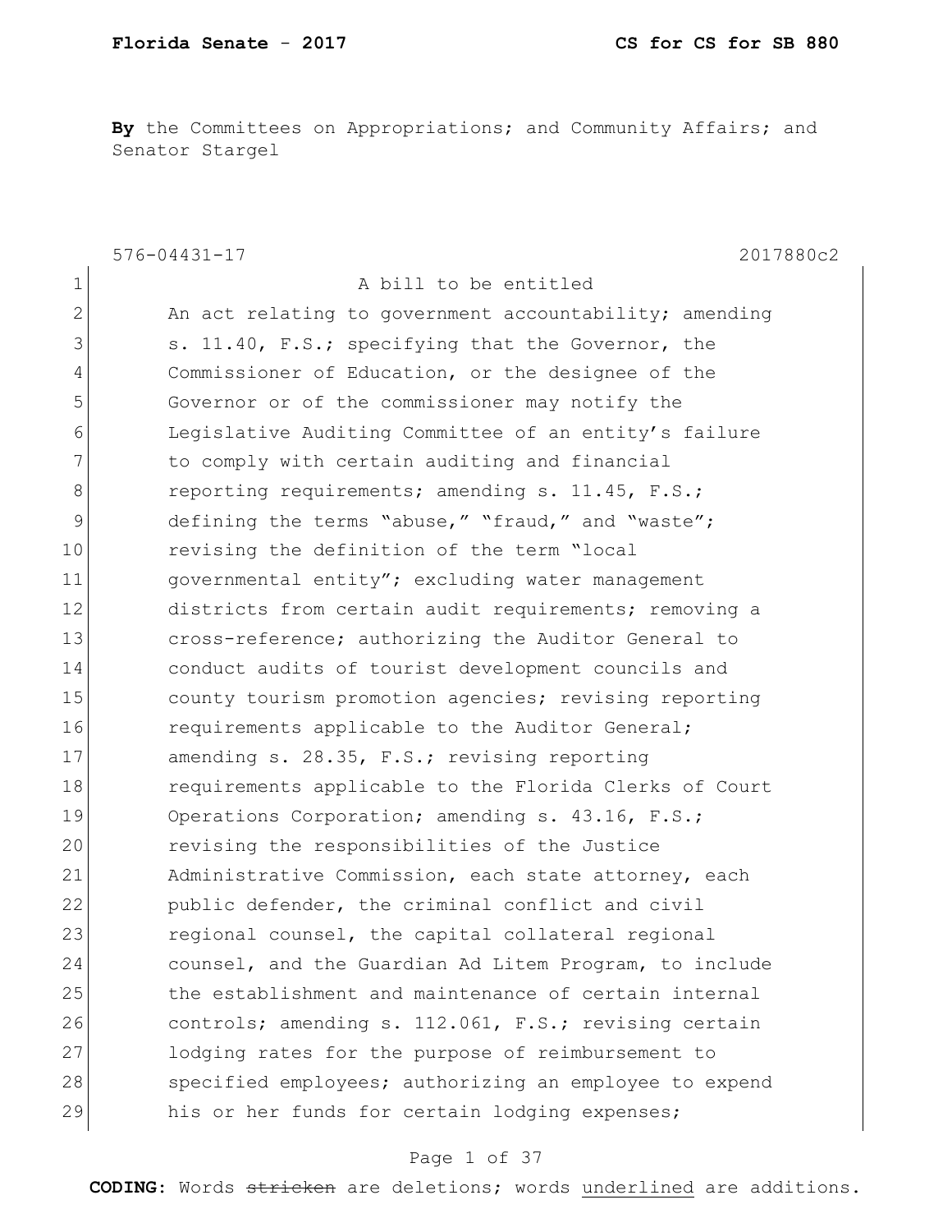**By** the Committees on Appropriations; and Community Affairs; and Senator Stargel

576-04431-17 2017880c2

1 A bill to be entitled
2 An act relating to government accountability; amending
3 s. 11.40, F.S.; specifying that the Governor, the
4 Commissioner of Education, or the designee of the
5 Governor or of the commissioner may notify the
6 Legislative Auditing Committee of an entity's failure
7 to comply with certain auditing and financial
8 reporting requirements; amending s. 11.45, F.S.;
9 defining the terms "abuse," "fraud," and "waste";
10 revising the definition of the term "local
11 governmental entity"; excluding water management
12 districts from certain audit requirements; removing a
13 cross-reference; authorizing the Auditor General to
14 conduct audits of tourist development councils and
15 county tourism promotion agencies; revising reporting
16 requirements applicable to the Auditor General;
17 amending s. 28.35, F.S.; revising reporting
18 requirements applicable to the Florida Clerks of Court
19 Operations Corporation; amending s. 43.16, F.S.;
20 revising the responsibilities of the Justice
21 Administrative Commission, each state attorney, each
22 public defender, the criminal conflict and civil
23 regional counsel, the capital collateral regional
24 counsel, and the Guardian Ad Litem Program, to include
25 the establishment and maintenance of certain internal
26 controls; amending s. 112.061, F.S.; revising certain
27 lodging rates for the purpose of reimbursement to
28 specified employees; authorizing an employee to expend
29 his or her funds for certain lodging expenses;

**CODING:** Words ~~stricken~~ are deletions; words underlined are additions.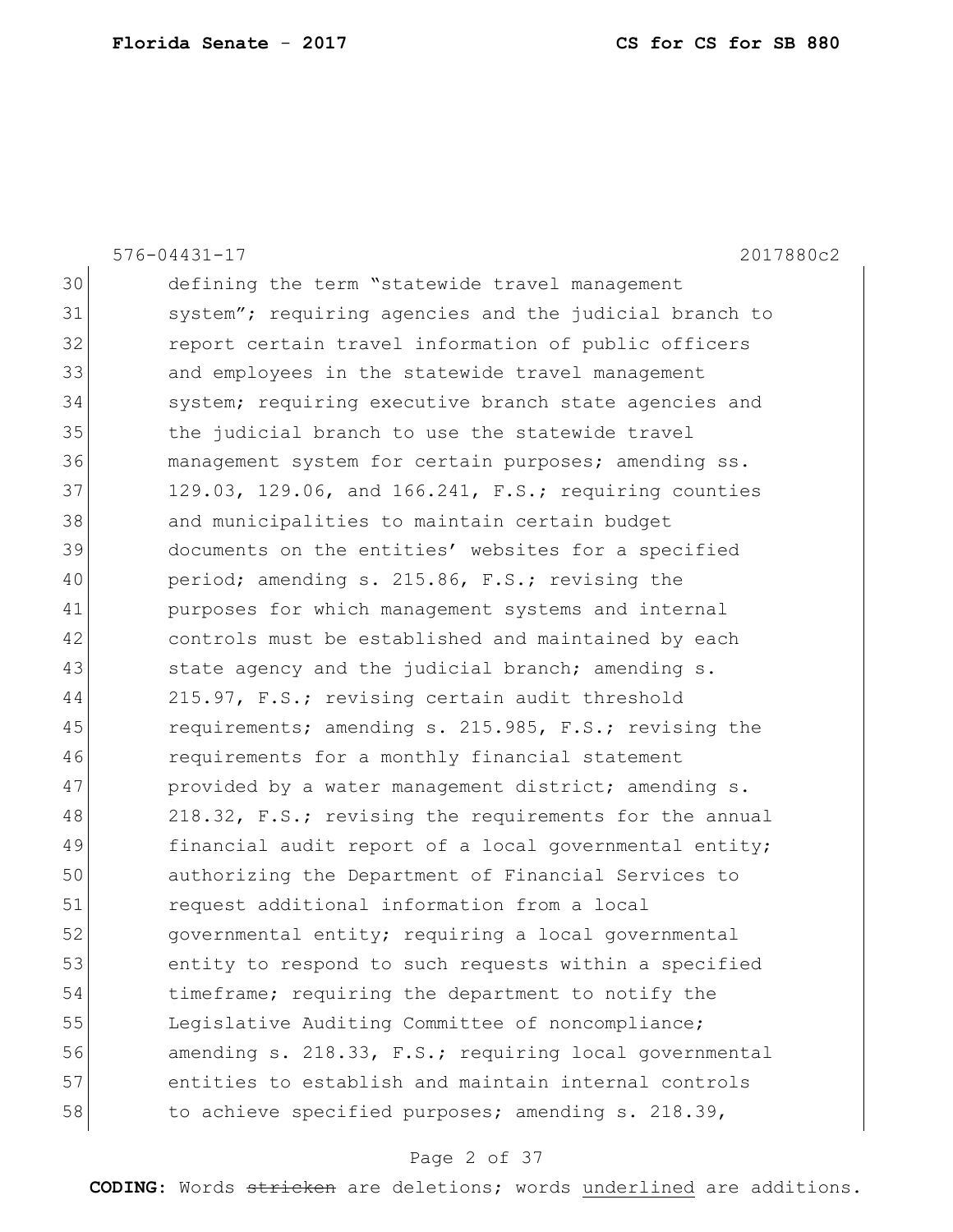576-04431-17 2017880c2

30 defining the term "statewide travel management
31 system"; requiring agencies and the judicial branch to
32 report certain travel information of public officers
33 and employees in the statewide travel management
34 system; requiring executive branch state agencies and
35 the judicial branch to use the statewide travel
36 management system for certain purposes; amending ss.
37 129.03, 129.06, and 166.241, F.S.; requiring counties
38 and municipalities to maintain certain budget
39 documents on the entities' websites for a specified
40 period; amending s. 215.86, F.S.; revising the
41 purposes for which management systems and internal
42 controls must be established and maintained by each
43 state agency and the judicial branch; amending s.
44 215.97, F.S.; revising certain audit threshold
45 requirements; amending s. 215.985, F.S.; revising the
46 requirements for a monthly financial statement
47 provided by a water management district; amending s.
48 218.32, F.S.; revising the requirements for the annual
49 financial audit report of a local governmental entity;
50 authorizing the Department of Financial Services to
51 request additional information from a local
52 governmental entity; requiring a local governmental
53 entity to respond to such requests within a specified
54 timeframe; requiring the department to notify the
55 Legislative Auditing Committee of noncompliance;
56 amending s. 218.33, F.S.; requiring local governmental
57 entities to establish and maintain internal controls
58 to achieve specified purposes; amending s. 218.39,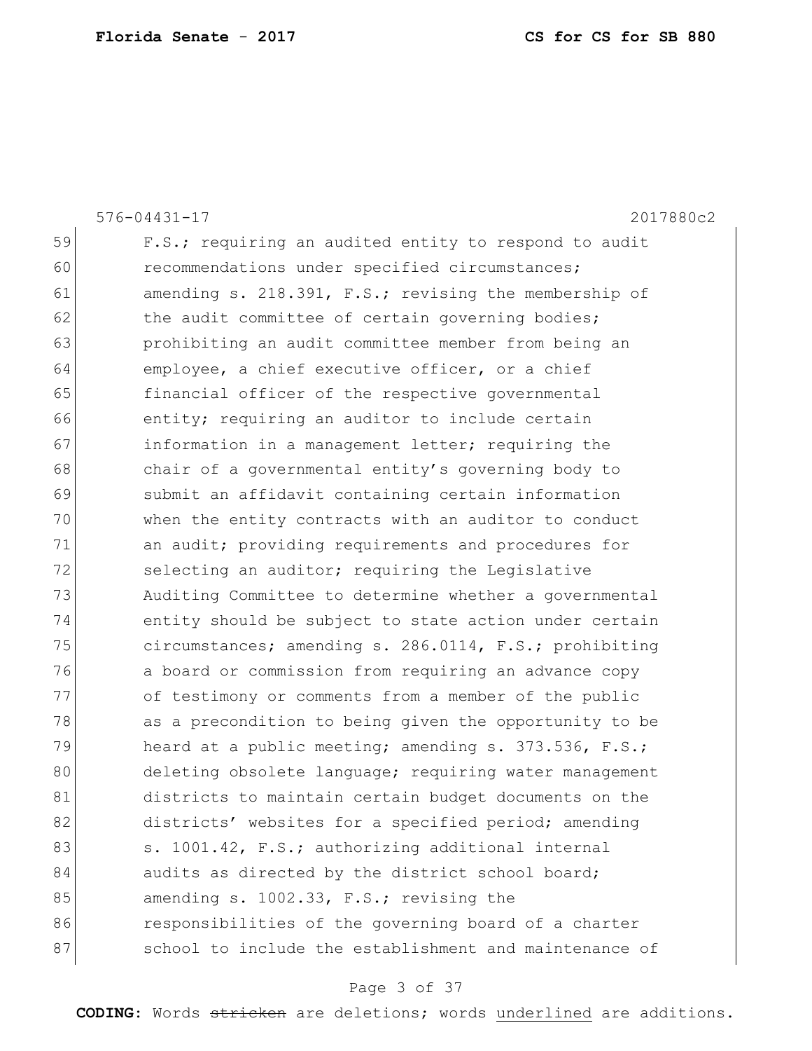576-04431-17 2017880c2

59 F.S.; requiring an audited entity to respond to audit
60 recommendations under specified circumstances;
61 amending s. 218.391, F.S.; revising the membership of
62 the audit committee of certain governing bodies;
63 prohibiting an audit committee member from being an
64 employee, a chief executive officer, or a chief
65 financial officer of the respective governmental
66 entity; requiring an auditor to include certain
67 information in a management letter; requiring the
68 chair of a governmental entity's governing body to
69 submit an affidavit containing certain information
70 when the entity contracts with an auditor to conduct
71 an audit; providing requirements and procedures for
72 selecting an auditor; requiring the Legislative
73 Auditing Committee to determine whether a governmental
74 entity should be subject to state action under certain
75 circumstances; amending s. 286.0114, F.S.; prohibiting
76 a board or commission from requiring an advance copy
77 of testimony or comments from a member of the public
78 as a precondition to being given the opportunity to be
79 heard at a public meeting; amending s. 373.536, F.S.;
80 deleting obsolete language; requiring water management
81 districts to maintain certain budget documents on the
82 districts' websites for a specified period; amending
83 s. 1001.42, F.S.; authorizing additional internal
84 audits as directed by the district school board;
85 amending s. 1002.33, F.S.; revising the
86 responsibilities of the governing board of a charter
87 school to include the establishment and maintenance of

**CODING:** Words ~~stricken~~ are deletions; words <u>underlined</u> are additions.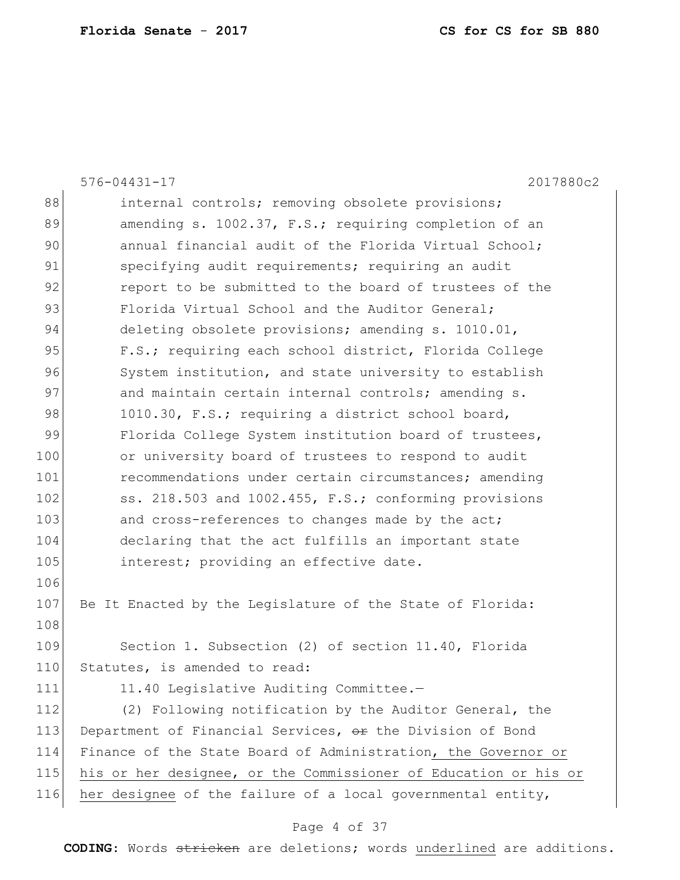internal controls; removing obsolete provisions; amending s. 1002.37, F.S.; requiring completion of an annual financial audit of the Florida Virtual School; specifying audit requirements; requiring an audit report to be submitted to the board of trustees of the Florida Virtual School and the Auditor General; deleting obsolete provisions; amending s. 1010.01, F.S.; requiring each school district, Florida College System institution, and state university to establish and maintain certain internal controls; amending s. 1010.30, F.S.; requiring a district school board, Florida College System institution board of trustees, or university board of trustees to respond to audit recommendations under certain circumstances; amending ss. 218.503 and 1002.455, F.S.; conforming provisions and cross-references to changes made by the act; declaring that the act fulfills an important state interest; providing an effective date.

Be It Enacted by the Legislature of the State of Florida:

Section 1. Subsection (2) of section 11.40, Florida Statutes, is amended to read:

11.40 Legislative Auditing Committee.—

(2) Following notification by the Auditor General, the Department of Financial Services, ~~or~~ the Division of Bond Finance of the State Board of Administration, the Governor or his or her designee, or the Commissioner of Education or his or her designee of the failure of a local governmental entity,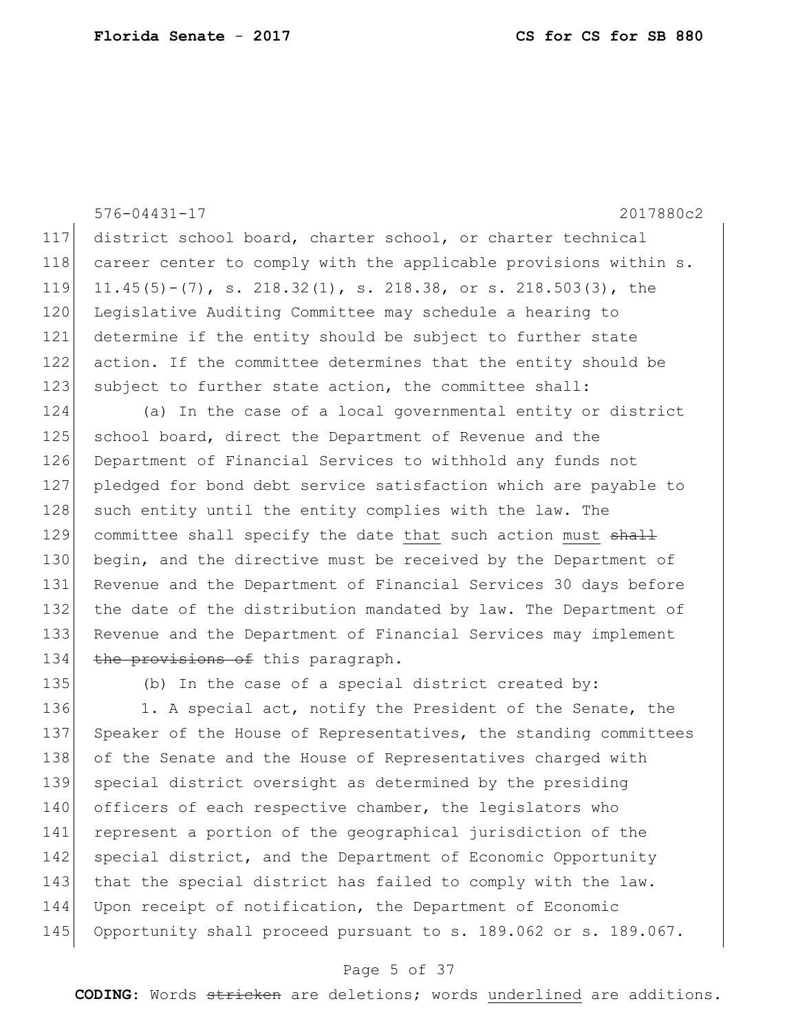576-04431-17 2017880c2

117 district school board, charter school, or charter technical
118 career center to comply with the applicable provisions within s.
119 11.45(5)-(7), s. 218.32(1), s. 218.38, or s. 218.503(3), the
120 Legislative Auditing Committee may schedule a hearing to
121 determine if the entity should be subject to further state
122 action. If the committee determines that the entity should be
123 subject to further state action, the committee shall:

124 (a) In the case of a local governmental entity or district
125 school board, direct the Department of Revenue and the
126 Department of Financial Services to withhold any funds not
127 pledged for bond debt service satisfaction which are payable to
128 such entity until the entity complies with the law. The
129 committee shall specify the date <u>that</u> such action <u>must</u> ~~shall~~
130 begin, and the directive must be received by the Department of
131 Revenue and the Department of Financial Services 30 days before
132 the date of the distribution mandated by law. The Department of
133 Revenue and the Department of Financial Services may implement
134 ~~the provisions of~~ this paragraph.

135 (b) In the case of a special district created by:

136 1. A special act, notify the President of the Senate, the
137 Speaker of the House of Representatives, the standing committees
138 of the Senate and the House of Representatives charged with
139 special district oversight as determined by the presiding
140 officers of each respective chamber, the legislators who
141 represent a portion of the geographical jurisdiction of the
142 special district, and the Department of Economic Opportunity
143 that the special district has failed to comply with the law.
144 Upon receipt of notification, the Department of Economic
145 Opportunity shall proceed pursuant to s. 189.062 or s. 189.067.

**CODING:** Words ~~stricken~~ are deletions; words <u>underlined</u> are additions.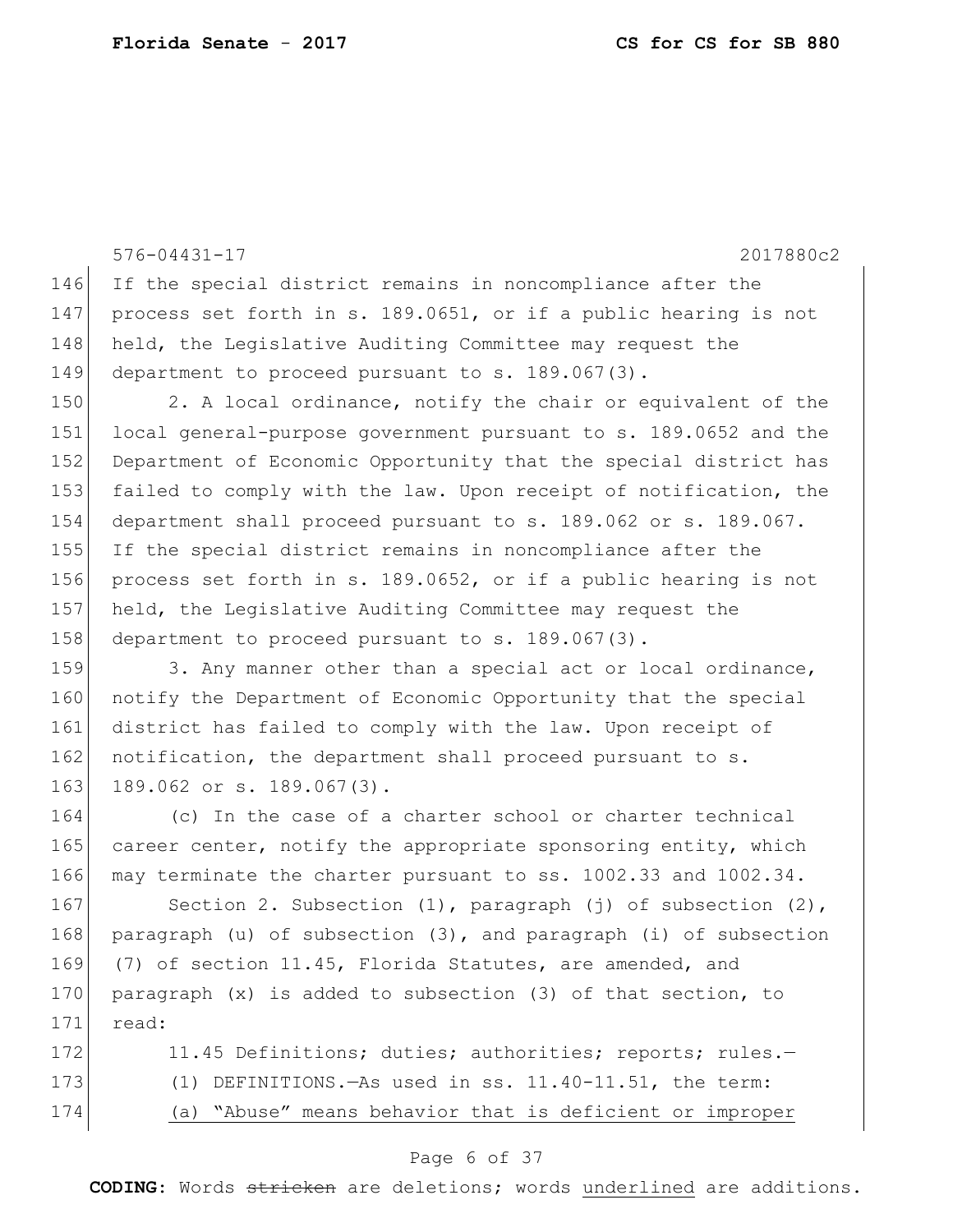If the special district remains in noncompliance after the process set forth in s. 189.0651, or if a public hearing is not held, the Legislative Auditing Committee may request the department to proceed pursuant to s. 189.067(3).

2. A local ordinance, notify the chair or equivalent of the local general-purpose government pursuant to s. 189.0652 and the Department of Economic Opportunity that the special district has failed to comply with the law. Upon receipt of notification, the department shall proceed pursuant to s. 189.062 or s. 189.067. If the special district remains in noncompliance after the process set forth in s. 189.0652, or if a public hearing is not held, the Legislative Auditing Committee may request the department to proceed pursuant to s. 189.067(3).

3. Any manner other than a special act or local ordinance, notify the Department of Economic Opportunity that the special district has failed to comply with the law. Upon receipt of notification, the department shall proceed pursuant to s. 189.062 or s. 189.067(3).

(c) In the case of a charter school or charter technical career center, notify the appropriate sponsoring entity, which may terminate the charter pursuant to ss. 1002.33 and 1002.34.

Section 2. Subsection (1), paragraph (j) of subsection (2), paragraph (u) of subsection (3), and paragraph (i) of subsection (7) of section 11.45, Florida Statutes, are amended, and paragraph (x) is added to subsection (3) of that section, to read:

11.45 Definitions; duties; authorities; reports; rules.—

(1) DEFINITIONS.—As used in ss. 11.40-11.51, the term:

<u>(a) "Abuse" means behavior that is deficient or improper</u>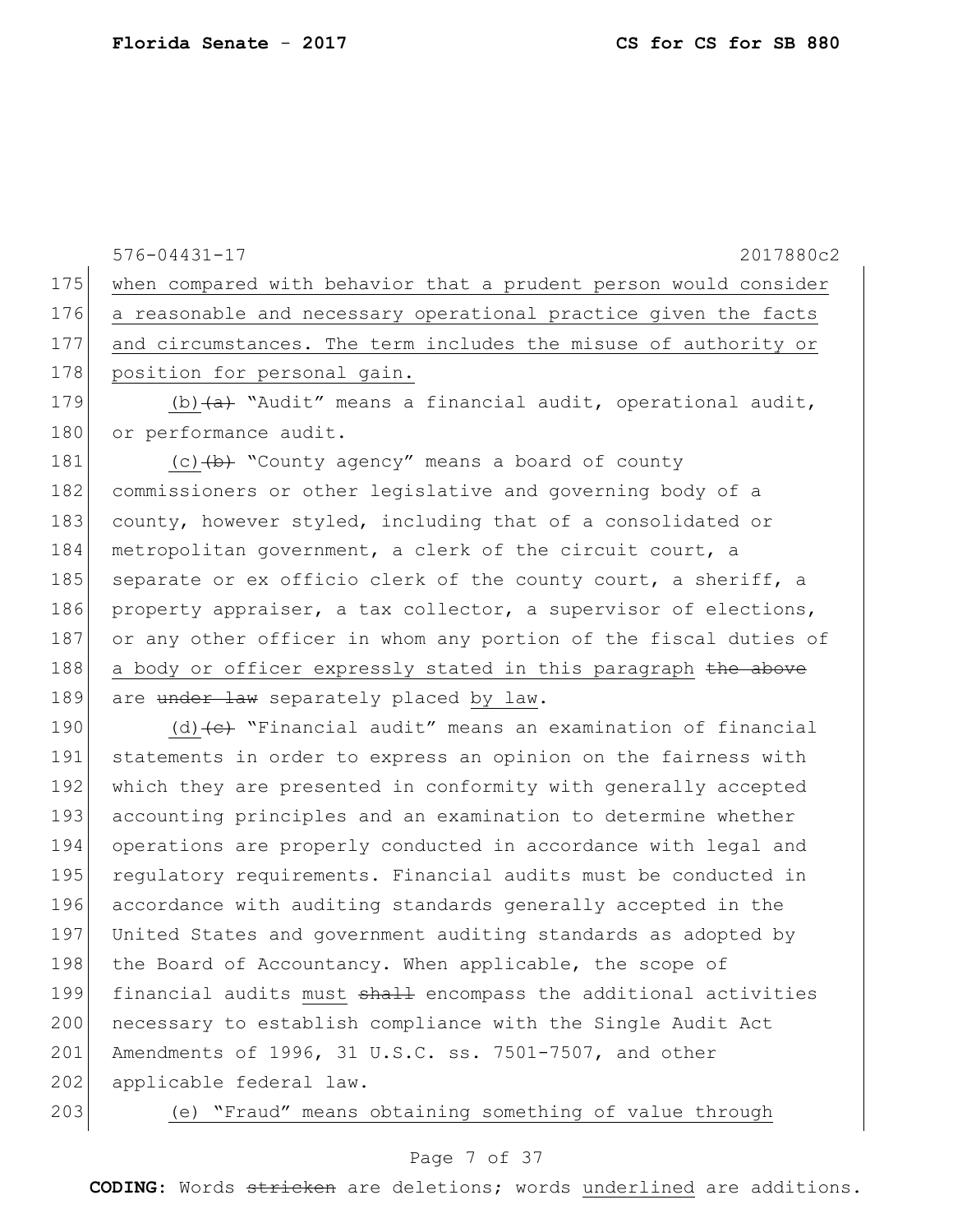when compared with behavior that a prudent person would consider a reasonable and necessary operational practice given the facts and circumstances. The term includes the misuse of authority or position for personal gain.

(b) ~~(a)~~ "Audit" means a financial audit, operational audit, or performance audit.

(c) ~~(b)~~ "County agency" means a board of county commissioners or other legislative and governing body of a county, however styled, including that of a consolidated or metropolitan government, a clerk of the circuit court, a separate or ex officio clerk of the county court, a sheriff, a property appraiser, a tax collector, a supervisor of elections, or any other officer in whom any portion of the fiscal duties of a body or officer expressly stated in this paragraph ~~the above~~ are ~~under law~~ separately placed by law.

(d) ~~(c)~~ "Financial audit" means an examination of financial statements in order to express an opinion on the fairness with which they are presented in conformity with generally accepted accounting principles and an examination to determine whether operations are properly conducted in accordance with legal and regulatory requirements. Financial audits must be conducted in accordance with auditing standards generally accepted in the United States and government auditing standards as adopted by the Board of Accountancy. When applicable, the scope of financial audits must ~~shall~~ encompass the additional activities necessary to establish compliance with the Single Audit Act Amendments of 1996, 31 U.S.C. ss. 7501-7507, and other applicable federal law.

(e) "Fraud" means obtaining something of value through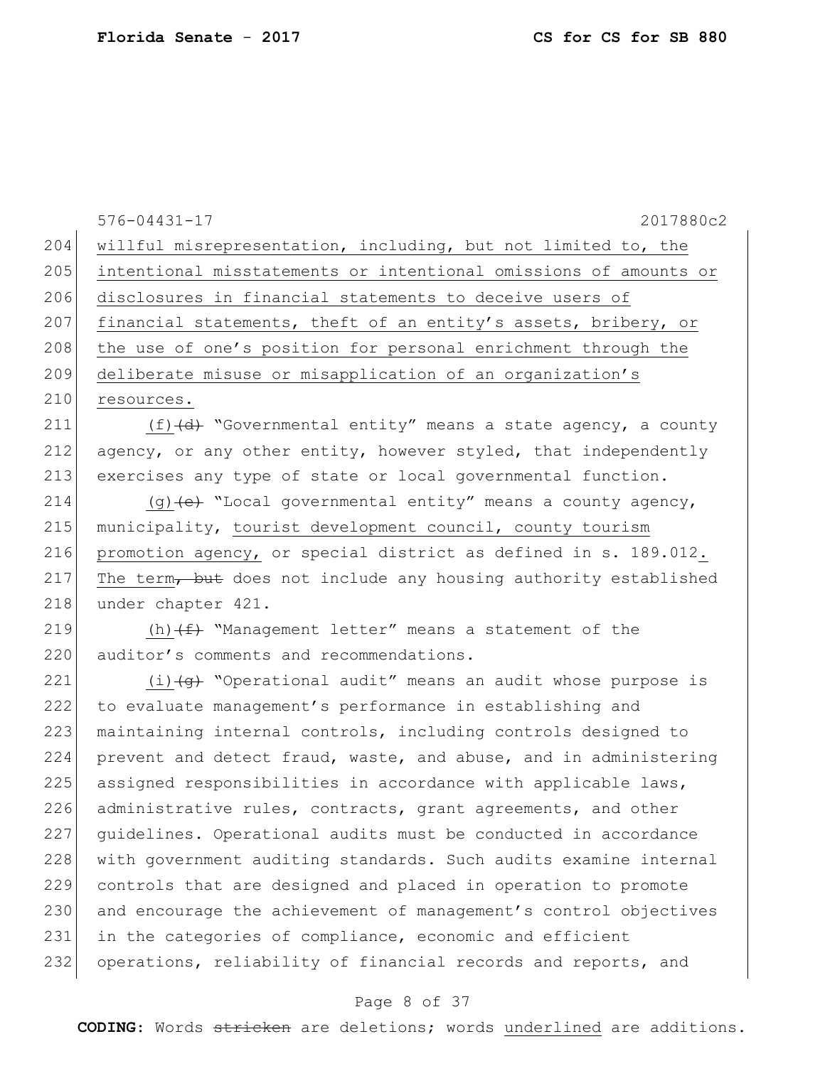willful misrepresentation, including, but not limited to, the intentional misstatements or intentional omissions of amounts or disclosures in financial statements to deceive users of financial statements, theft of an entity's assets, bribery, or the use of one's position for personal enrichment through the deliberate misuse or misapplication of an organization's resources.

(f) ~~(d)~~ "Governmental entity" means a state agency, a county agency, or any other entity, however styled, that independently exercises any type of state or local governmental function.

(g) ~~(e)~~ "Local governmental entity" means a county agency, municipality, tourist development council, county tourism promotion agency, or special district as defined in s. 189.012. The term~~, but~~ does not include any housing authority established under chapter 421.

(h) ~~(f)~~ "Management letter" means a statement of the auditor's comments and recommendations.

(i) ~~(g)~~ "Operational audit" means an audit whose purpose is to evaluate management's performance in establishing and maintaining internal controls, including controls designed to prevent and detect fraud, waste, and abuse, and in administering assigned responsibilities in accordance with applicable laws, administrative rules, contracts, grant agreements, and other guidelines. Operational audits must be conducted in accordance with government auditing standards. Such audits examine internal controls that are designed and placed in operation to promote and encourage the achievement of management's control objectives in the categories of compliance, economic and efficient operations, reliability of financial records and reports, and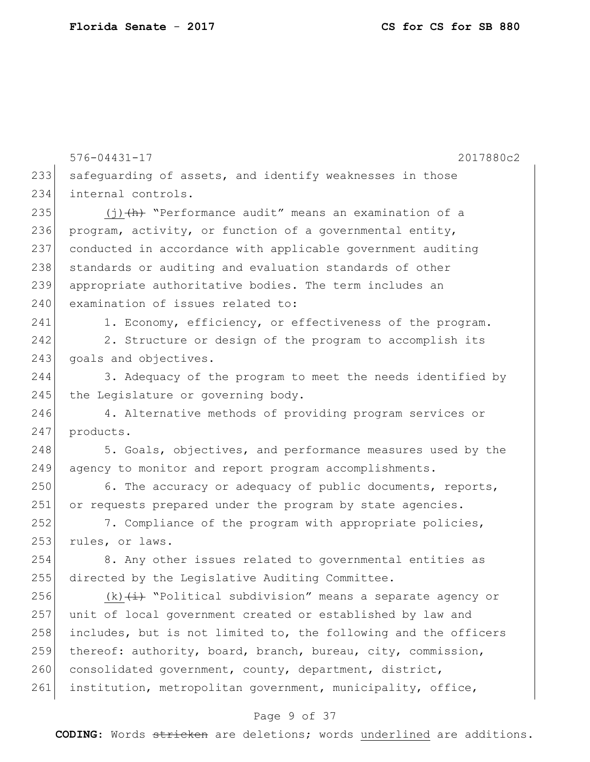safeguarding of assets, and identify weaknesses in those internal controls.

(j) ~~(h)~~ "Performance audit" means an examination of a program, activity, or function of a governmental entity, conducted in accordance with applicable government auditing standards or auditing and evaluation standards of other appropriate authoritative bodies. The term includes an examination of issues related to:

1. Economy, efficiency, or effectiveness of the program.

2. Structure or design of the program to accomplish its goals and objectives.

3. Adequacy of the program to meet the needs identified by the Legislature or governing body.

4. Alternative methods of providing program services or products.

5. Goals, objectives, and performance measures used by the agency to monitor and report program accomplishments.

6. The accuracy or adequacy of public documents, reports, or requests prepared under the program by state agencies.

7. Compliance of the program with appropriate policies, rules, or laws.

8. Any other issues related to governmental entities as directed by the Legislative Auditing Committee.

(k) ~~(i)~~ "Political subdivision" means a separate agency or unit of local government created or established by law and includes, but is not limited to, the following and the officers thereof: authority, board, branch, bureau, city, commission, consolidated government, county, department, district, institution, metropolitan government, municipality, office,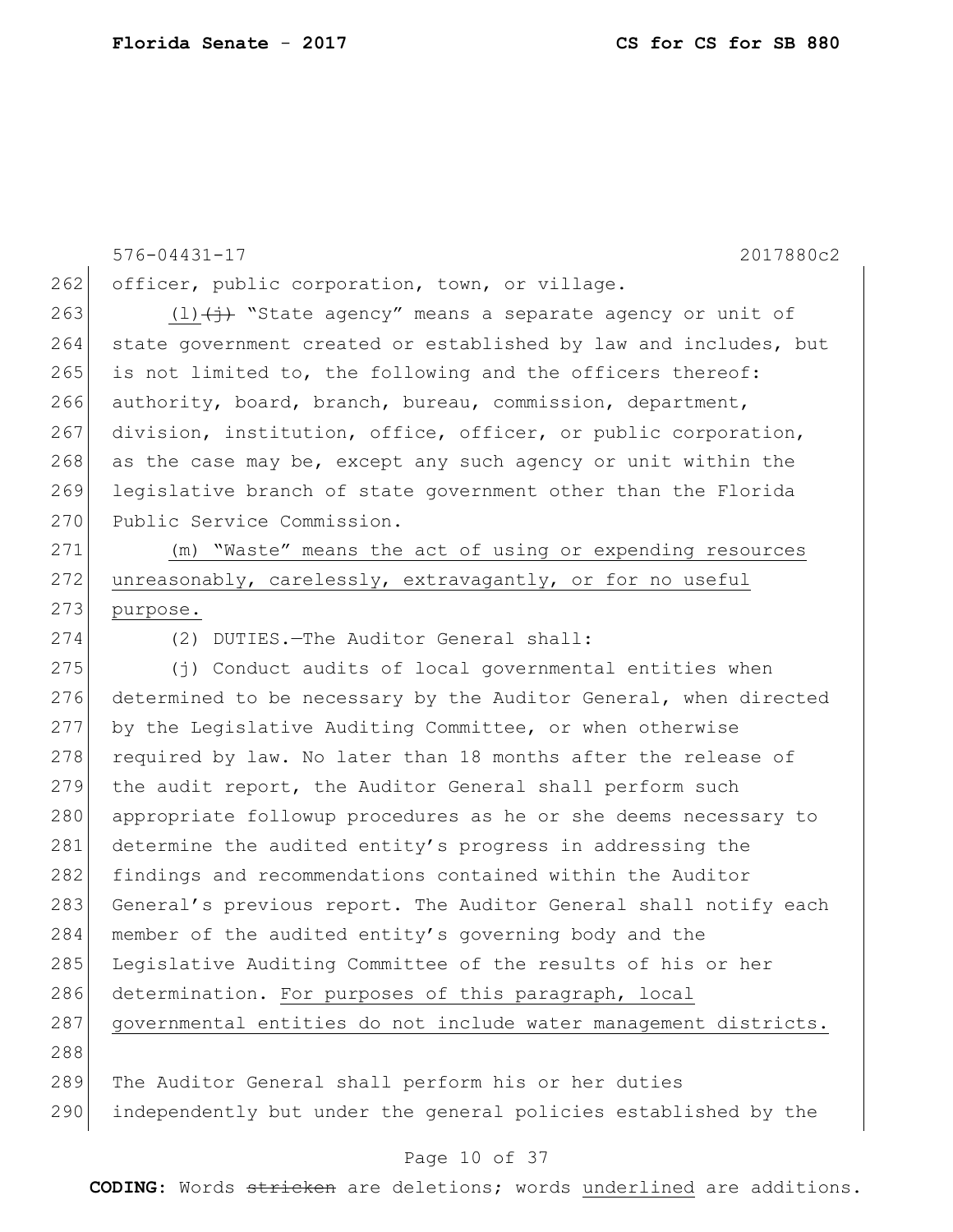officer, public corporation, town, or village.

(l) ~~(j)~~ "State agency" means a separate agency or unit of state government created or established by law and includes, but is not limited to, the following and the officers thereof: authority, board, branch, bureau, commission, department, division, institution, office, officer, or public corporation, as the case may be, except any such agency or unit within the legislative branch of state government other than the Florida Public Service Commission.

<u>(m) "Waste" means the act of using or expending resources unreasonably, carelessly, extravagantly, or for no useful purpose.</u>

(2) DUTIES.—The Auditor General shall:

(j) Conduct audits of local governmental entities when determined to be necessary by the Auditor General, when directed by the Legislative Auditing Committee, or when otherwise required by law. No later than 18 months after the release of the audit report, the Auditor General shall perform such appropriate followup procedures as he or she deems necessary to determine the audited entity's progress in addressing the findings and recommendations contained within the Auditor General's previous report. The Auditor General shall notify each member of the audited entity's governing body and the Legislative Auditing Committee of the results of his or her determination. <u>For purposes of this paragraph, local governmental entities do not include water management districts.</u>

The Auditor General shall perform his or her duties independently but under the general policies established by the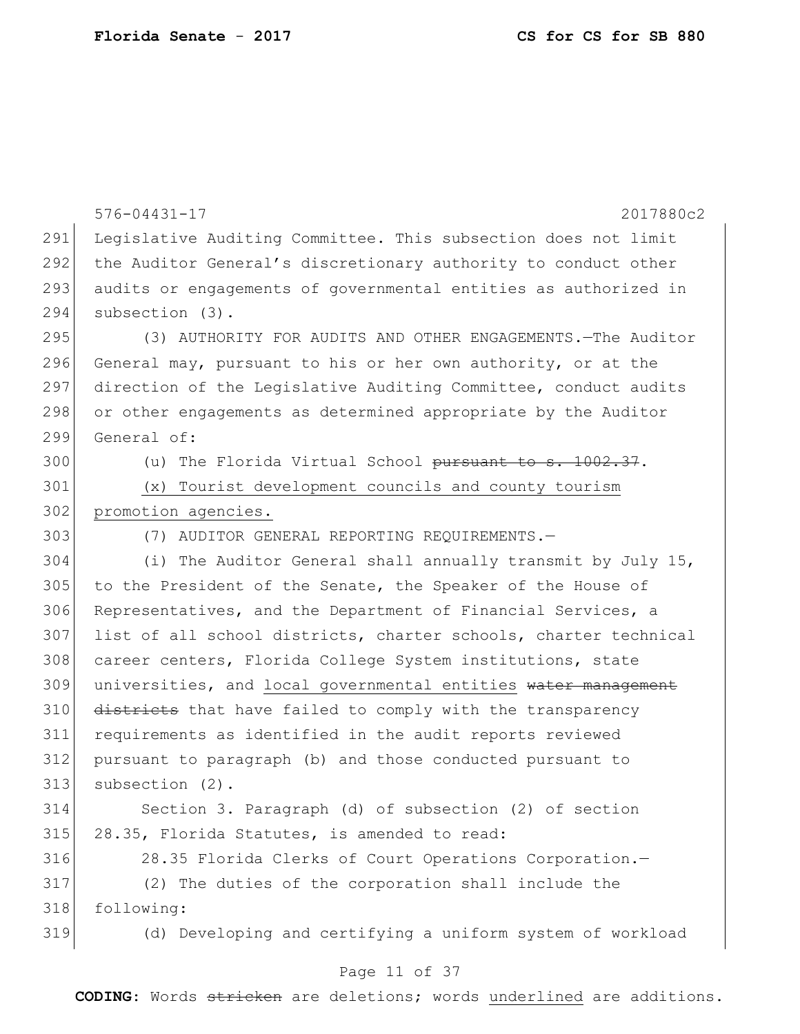Legislative Auditing Committee. This subsection does not limit the Auditor General's discretionary authority to conduct other audits or engagements of governmental entities as authorized in subsection (3).

(3) AUTHORITY FOR AUDITS AND OTHER ENGAGEMENTS.—The Auditor General may, pursuant to his or her own authority, or at the direction of the Legislative Auditing Committee, conduct audits or other engagements as determined appropriate by the Auditor General of:

(u) The Florida Virtual School ~~pursuant to s. 1002.37~~.

(x) Tourist development councils and county tourism promotion agencies.

(7) AUDITOR GENERAL REPORTING REQUIREMENTS.—

(i) The Auditor General shall annually transmit by July 15, to the President of the Senate, the Speaker of the House of Representatives, and the Department of Financial Services, a list of all school districts, charter schools, charter technical career centers, Florida College System institutions, state universities, and local governmental entities ~~water management districts~~ that have failed to comply with the transparency requirements as identified in the audit reports reviewed pursuant to paragraph (b) and those conducted pursuant to subsection (2).

Section 3. Paragraph (d) of subsection (2) of section 28.35, Florida Statutes, is amended to read:

28.35 Florida Clerks of Court Operations Corporation.—

(2) The duties of the corporation shall include the following:

(d) Developing and certifying a uniform system of workload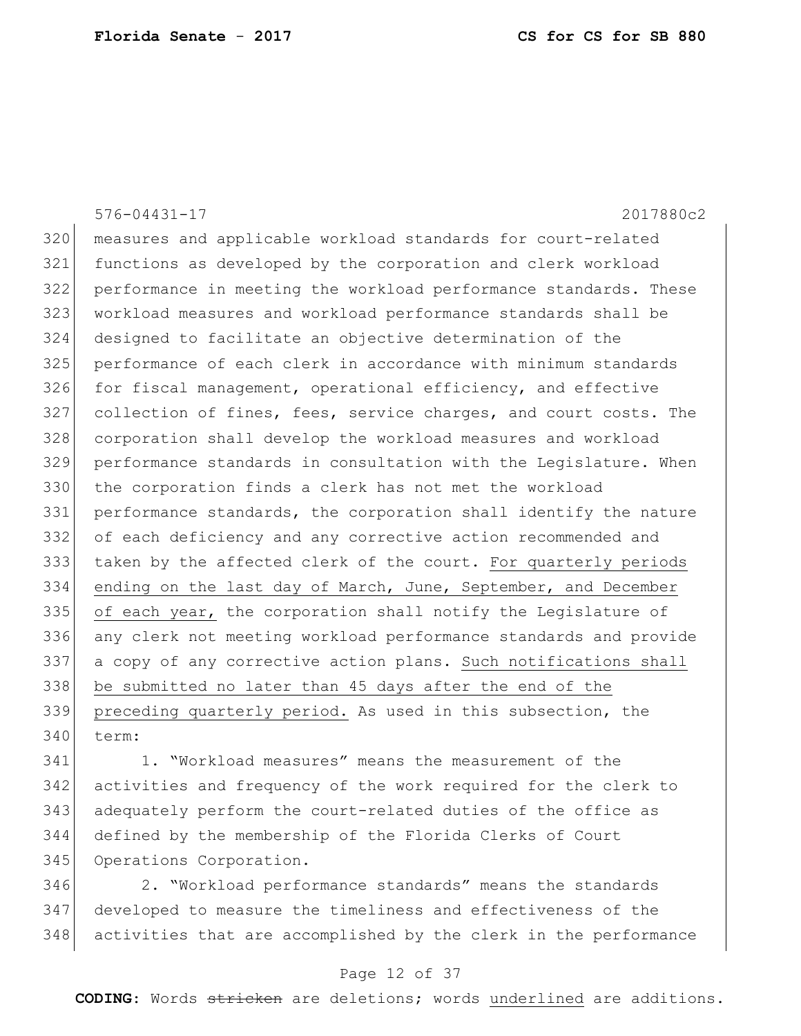576-04431-17 2017880c2

measures and applicable workload standards for court-related functions as developed by the corporation and clerk workload performance in meeting the workload performance standards. These workload measures and workload performance standards shall be designed to facilitate an objective determination of the performance of each clerk in accordance with minimum standards for fiscal management, operational efficiency, and effective collection of fines, fees, service charges, and court costs. The corporation shall develop the workload measures and workload performance standards in consultation with the Legislature. When the corporation finds a clerk has not met the workload performance standards, the corporation shall identify the nature of each deficiency and any corrective action recommended and taken by the affected clerk of the court. <u>For quarterly periods ending on the last day of March, June, September, and December of each year,</u> the corporation shall notify the Legislature of any clerk not meeting workload performance standards and provide a copy of any corrective action plans. <u>Such notifications shall be submitted no later than 45 days after the end of the preceding quarterly period.</u> As used in this subsection, the term:

1. “Workload measures” means the measurement of the activities and frequency of the work required for the clerk to adequately perform the court-related duties of the office as defined by the membership of the Florida Clerks of Court Operations Corporation.

2. “Workload performance standards” means the standards developed to measure the timeliness and effectiveness of the activities that are accomplished by the clerk in the performance

**CODING:** Words ~~stricken~~ are deletions; words <u>underlined</u> are additions.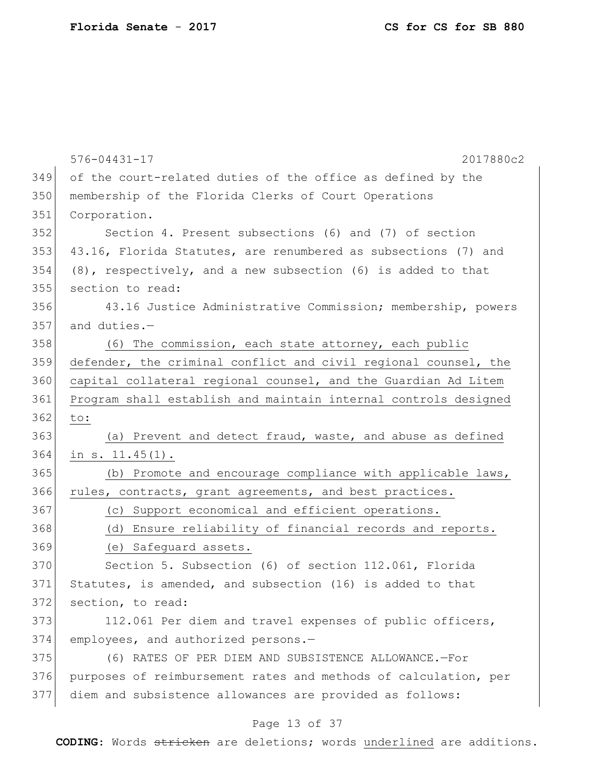of the court-related duties of the office as defined by the membership of the Florida Clerks of Court Operations Corporation.

Section 4. Present subsections (6) and (7) of section 43.16, Florida Statutes, are renumbered as subsections (7) and (8), respectively, and a new subsection (6) is added to that section to read:

43.16 Justice Administrative Commission; membership, powers and duties.—

(6) The commission, each state attorney, each public defender, the criminal conflict and civil regional counsel, the capital collateral regional counsel, and the Guardian Ad Litem Program shall establish and maintain internal controls designed to:

(a) Prevent and detect fraud, waste, and abuse as defined in s. 11.45(1).

(b) Promote and encourage compliance with applicable laws, rules, contracts, grant agreements, and best practices.

(c) Support economical and efficient operations.

(d) Ensure reliability of financial records and reports.

(e) Safeguard assets.

Section 5. Subsection (6) of section 112.061, Florida Statutes, is amended, and subsection (16) is added to that section, to read:

112.061 Per diem and travel expenses of public officers, employees, and authorized persons.—

(6) RATES OF PER DIEM AND SUBSISTENCE ALLOWANCE.—For purposes of reimbursement rates and methods of calculation, per diem and subsistence allowances are provided as follows: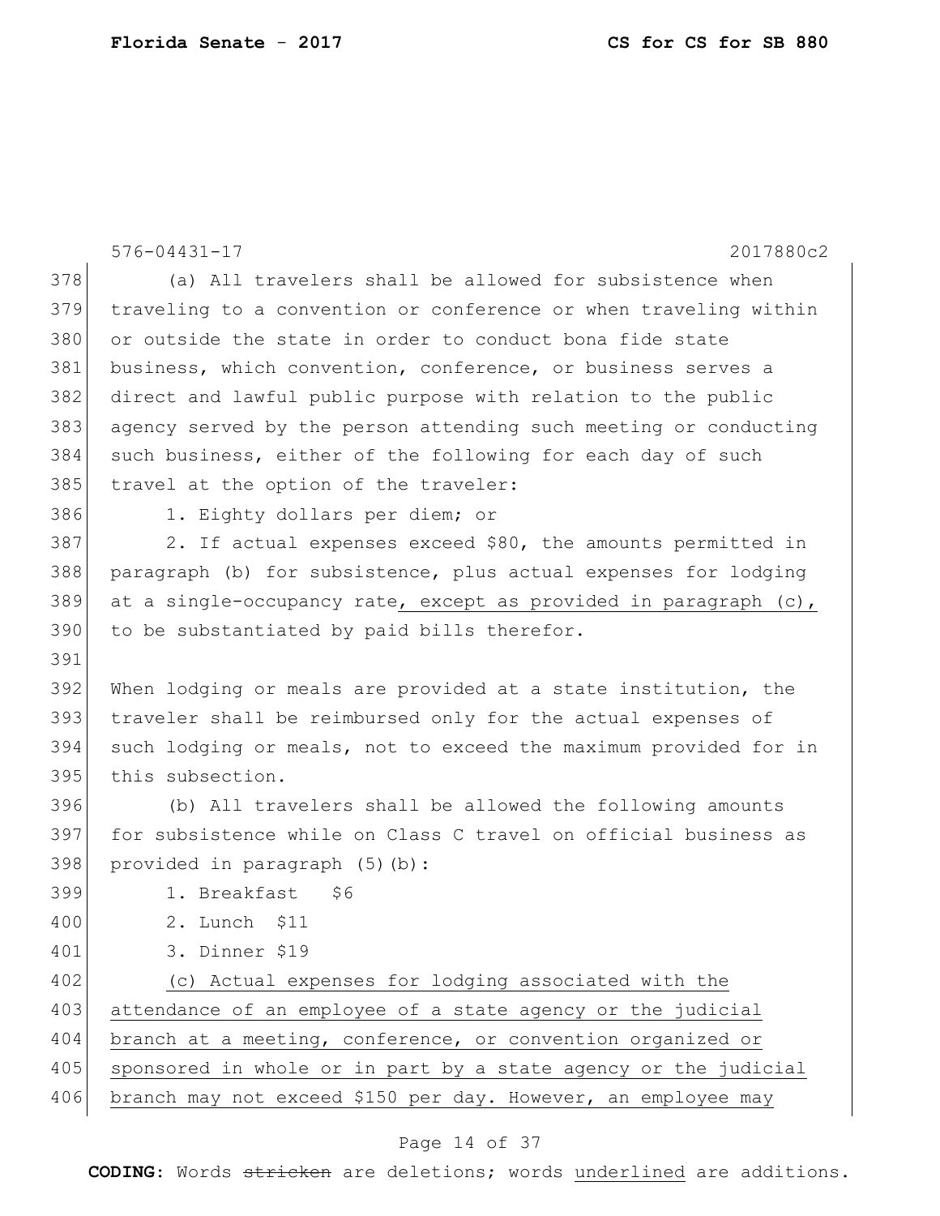(a) All travelers shall be allowed for subsistence when traveling to a convention or conference or when traveling within or outside the state in order to conduct bona fide state business, which convention, conference, or business serves a direct and lawful public purpose with relation to the public agency served by the person attending such meeting or conducting such business, either of the following for each day of such travel at the option of the traveler:

1. Eighty dollars per diem; or

2. If actual expenses exceed $80, the amounts permitted in paragraph (b) for subsistence, plus actual expenses for lodging at a single-occupancy rate<u>, except as provided in paragraph (c),</u> to be substantiated by paid bills therefor.

When lodging or meals are provided at a state institution, the traveler shall be reimbursed only for the actual expenses of such lodging or meals, not to exceed the maximum provided for in this subsection.

(b) All travelers shall be allowed the following amounts for subsistence while on Class C travel on official business as provided in paragraph (5)(b):

1. Breakfast $6
2. Lunch $11
3. Dinner $19

<u>(c) Actual expenses for lodging associated with the attendance of an employee of a state agency or the judicial branch at a meeting, conference, or convention organized or sponsored in whole or in part by a state agency or the judicial branch may not exceed $150 per day. However, an employee may</u>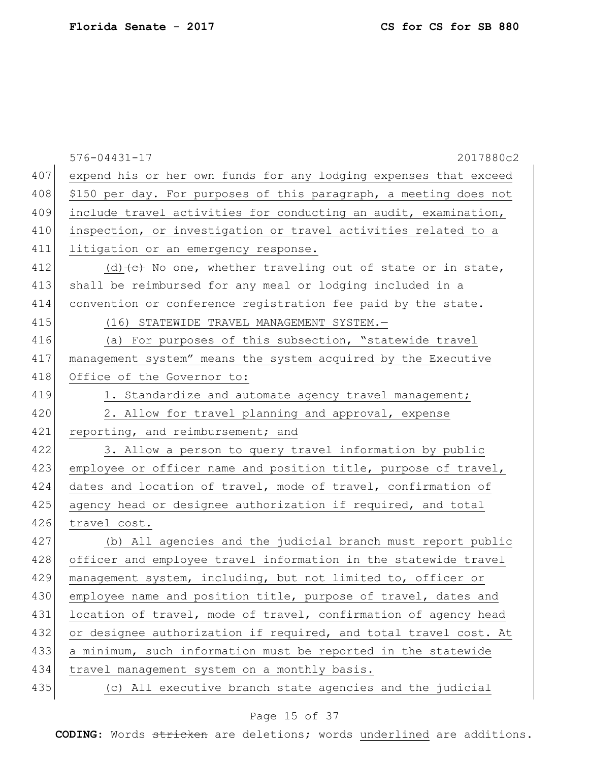expend his or her own funds for any lodging expenses that exceed $150 per day. For purposes of this paragraph, a meeting does not include travel activities for conducting an audit, examination, inspection, or investigation or travel activities related to a litigation or an emergency response.

(d) ~~(c)~~ No one, whether traveling out of state or in state, shall be reimbursed for any meal or lodging included in a convention or conference registration fee paid by the state.

(16) STATEWIDE TRAVEL MANAGEMENT SYSTEM.—

(a) For purposes of this subsection, "statewide travel management system" means the system acquired by the Executive Office of the Governor to:

1. Standardize and automate agency travel management;

2. Allow for travel planning and approval, expense reporting, and reimbursement; and

3. Allow a person to query travel information by public employee or officer name and position title, purpose of travel, dates and location of travel, mode of travel, confirmation of agency head or designee authorization if required, and total travel cost.

(b) All agencies and the judicial branch must report public officer and employee travel information in the statewide travel management system, including, but not limited to, officer or employee name and position title, purpose of travel, dates and location of travel, mode of travel, confirmation of agency head or designee authorization if required, and total travel cost. At a minimum, such information must be reported in the statewide travel management system on a monthly basis.

(c) All executive branch state agencies and the judicial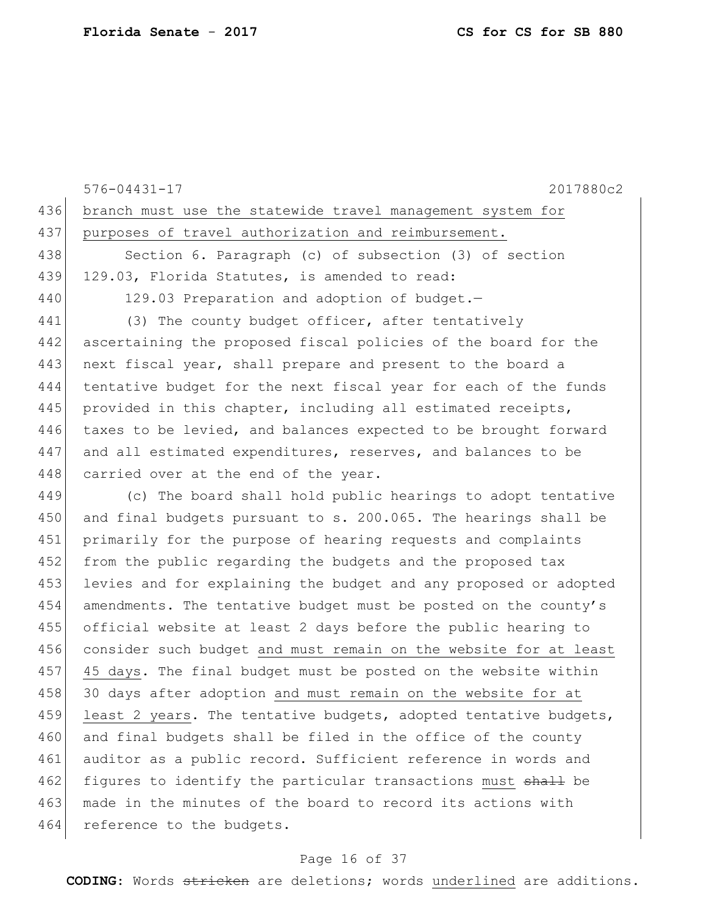branch must use the statewide travel management system for purposes of travel authorization and reimbursement.

Section 6. Paragraph (c) of subsection (3) of section 129.03, Florida Statutes, is amended to read:

129.03 Preparation and adoption of budget.—

(3) The county budget officer, after tentatively ascertaining the proposed fiscal policies of the board for the next fiscal year, shall prepare and present to the board a tentative budget for the next fiscal year for each of the funds provided in this chapter, including all estimated receipts, taxes to be levied, and balances expected to be brought forward and all estimated expenditures, reserves, and balances to be carried over at the end of the year.

(c) The board shall hold public hearings to adopt tentative and final budgets pursuant to s. 200.065. The hearings shall be primarily for the purpose of hearing requests and complaints from the public regarding the budgets and the proposed tax levies and for explaining the budget and any proposed or adopted amendments. The tentative budget must be posted on the county's official website at least 2 days before the public hearing to consider such budget and must remain on the website for at least 45 days. The final budget must be posted on the website within 30 days after adoption and must remain on the website for at least 2 years. The tentative budgets, adopted tentative budgets, and final budgets shall be filed in the office of the county auditor as a public record. Sufficient reference in words and figures to identify the particular transactions must ~~shall~~ be made in the minutes of the board to record its actions with reference to the budgets.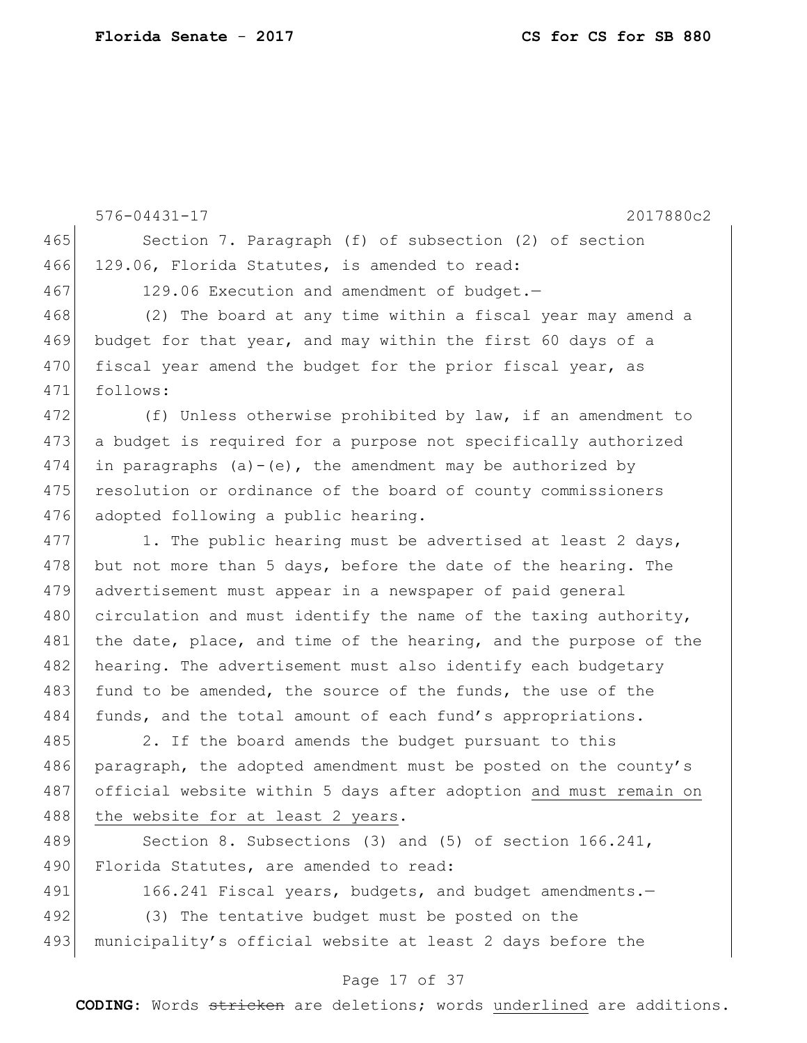Section 7. Paragraph (f) of subsection (2) of section 129.06, Florida Statutes, is amended to read:

129.06 Execution and amendment of budget.—

(2) The board at any time within a fiscal year may amend a budget for that year, and may within the first 60 days of a fiscal year amend the budget for the prior fiscal year, as follows:

(f) Unless otherwise prohibited by law, if an amendment to a budget is required for a purpose not specifically authorized in paragraphs (a)-(e), the amendment may be authorized by resolution or ordinance of the board of county commissioners adopted following a public hearing.

1. The public hearing must be advertised at least 2 days, but not more than 5 days, before the date of the hearing. The advertisement must appear in a newspaper of paid general circulation and must identify the name of the taxing authority, the date, place, and time of the hearing, and the purpose of the hearing. The advertisement must also identify each budgetary fund to be amended, the source of the funds, the use of the funds, and the total amount of each fund's appropriations.

2. If the board amends the budget pursuant to this paragraph, the adopted amendment must be posted on the county's official website within 5 days after adoption <u>and must remain on the website for at least 2 years</u>.

Section 8. Subsections (3) and (5) of section 166.241, Florida Statutes, are amended to read:

166.241 Fiscal years, budgets, and budget amendments.—

(3) The tentative budget must be posted on the municipality's official website at least 2 days before the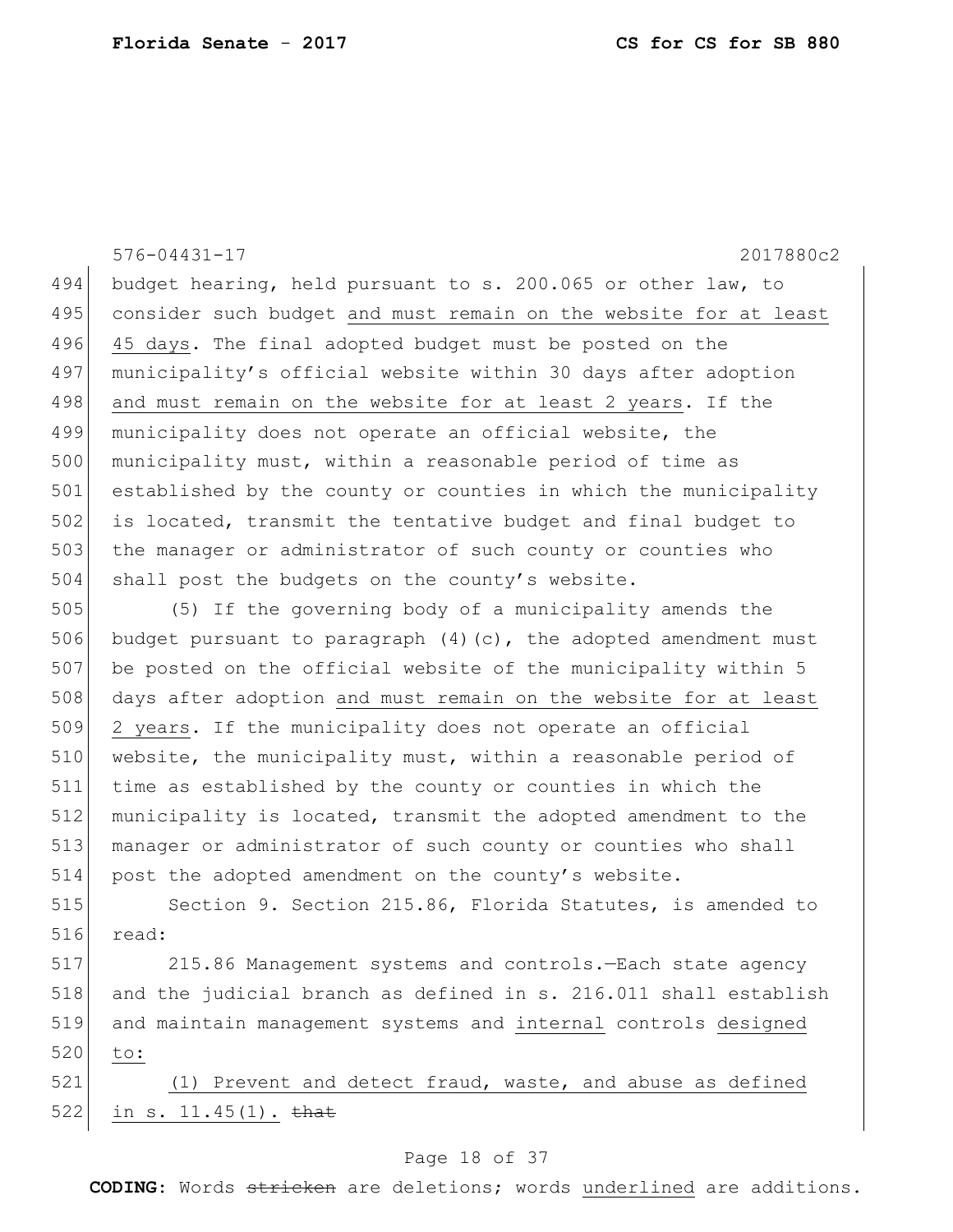576-04431-17 2017880c2

budget hearing, held pursuant to s. 200.065 or other law, to consider such budget <u>and must remain on the website for at least 45 days</u>. The final adopted budget must be posted on the municipality's official website within 30 days after adoption <u>and must remain on the website for at least 2 years</u>. If the municipality does not operate an official website, the municipality must, within a reasonable period of time as established by the county or counties in which the municipality is located, transmit the tentative budget and final budget to the manager or administrator of such county or counties who shall post the budgets on the county's website.

(5) If the governing body of a municipality amends the budget pursuant to paragraph (4)(c), the adopted amendment must be posted on the official website of the municipality within 5 days after adoption <u>and must remain on the website for at least 2 years</u>. If the municipality does not operate an official website, the municipality must, within a reasonable period of time as established by the county or counties in which the municipality is located, transmit the adopted amendment to the manager or administrator of such county or counties who shall post the adopted amendment on the county's website.

Section 9. Section 215.86, Florida Statutes, is amended to read:

215.86 Management systems and controls.—Each state agency and the judicial branch as defined in s. 216.011 shall establish and maintain management systems and <u>internal</u> controls <u>designed to:</u>

<u>(1) Prevent and detect fraud, waste, and abuse as defined in s. 11.45(1).</u> ~~that~~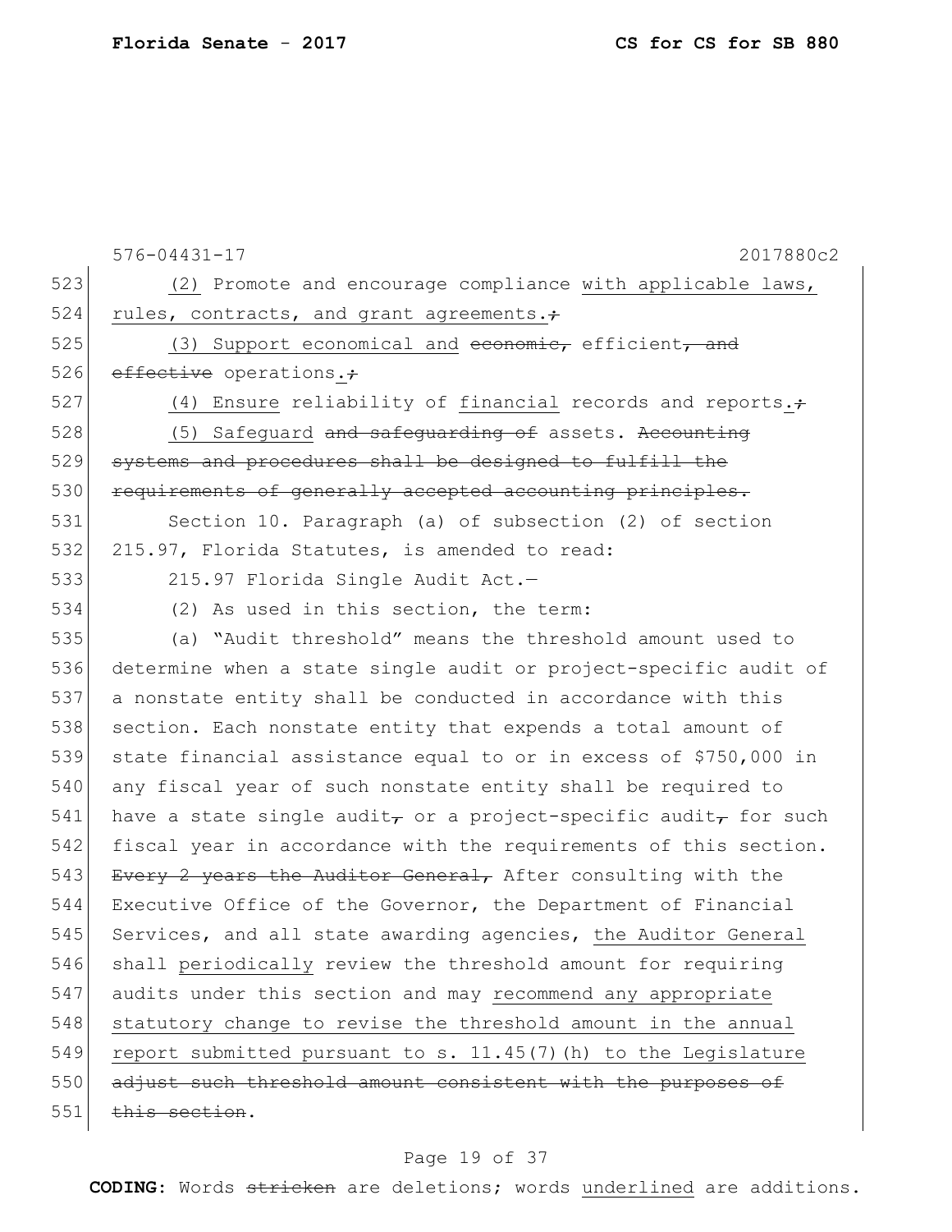576-04431-17 2017880c2

523 (2) Promote and encourage compliance with applicable laws,
524 rules, contracts, and grant agreements.;
525 (3) Support economical and ~~economic,~~ efficient~~, and~~
526 ~~effective~~ operations.;
527 (4) Ensure reliability of financial records and reports.;
528 (5) Safeguard ~~and safeguarding of~~ assets. ~~Accounting~~
529 ~~systems and procedures shall be designed to fulfill the~~
530 ~~requirements of generally accepted accounting principles.~~
531 Section 10. Paragraph (a) of subsection (2) of section
532 215.97, Florida Statutes, is amended to read:
533 215.97 Florida Single Audit Act.—
534 (2) As used in this section, the term:
535 (a) "Audit threshold" means the threshold amount used to
536 determine when a state single audit or project-specific audit of
537 a nonstate entity shall be conducted in accordance with this
538 section. Each nonstate entity that expends a total amount of
539 state financial assistance equal to or in excess of $750,000 in
540 any fiscal year of such nonstate entity shall be required to
541 have a state single audit~~,~~ or a project-specific audit~~,~~ for such
542 fiscal year in accordance with the requirements of this section.
543 ~~Every 2 years the Auditor General,~~ After consulting with the
544 Executive Office of the Governor, the Department of Financial
545 Services, and all state awarding agencies, the Auditor General
546 shall periodically review the threshold amount for requiring
547 audits under this section and may recommend any appropriate
548 statutory change to revise the threshold amount in the annual
549 report submitted pursuant to s. 11.45(7)(h) to the Legislature
550 ~~adjust such threshold amount consistent with the purposes of~~
551 ~~this section~~.

**CODING:** Words ~~stricken~~ are deletions; words underlined are additions.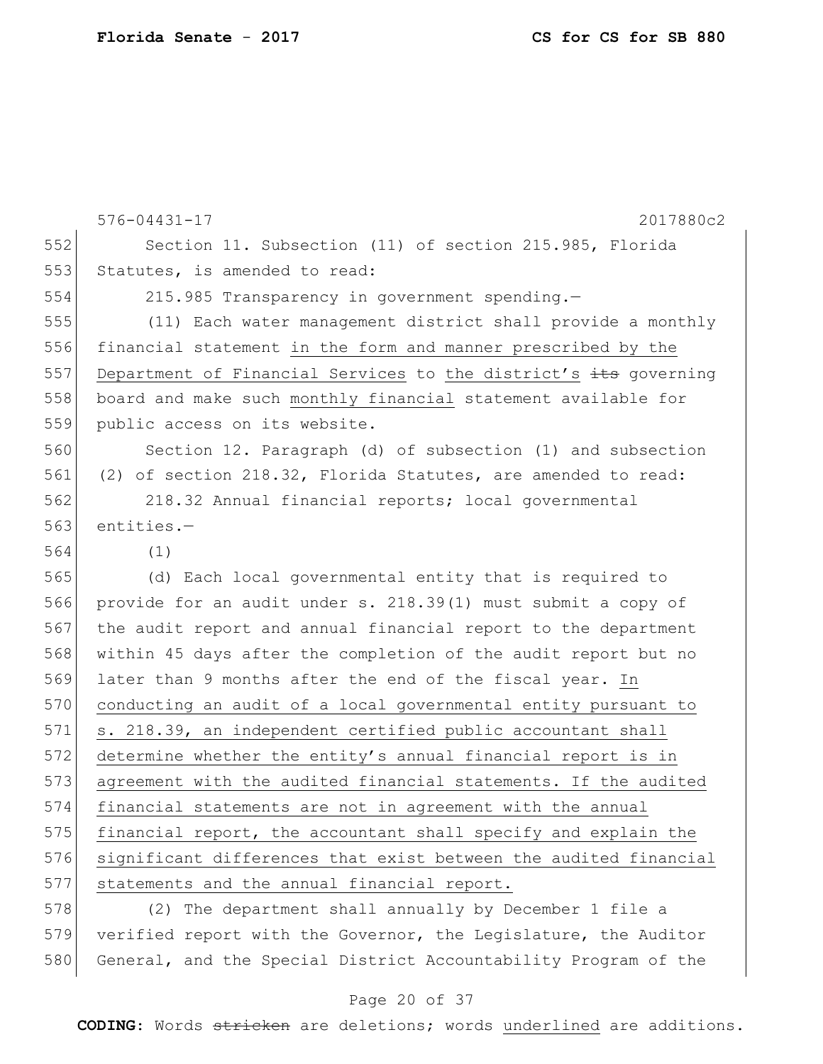Section 11. Subsection (11) of section 215.985, Florida Statutes, is amended to read:

215.985 Transparency in government spending.—

(11) Each water management district shall provide a monthly financial statement <u>in the form and manner prescribed by the Department of Financial Services</u> to <u>the district's</u> ~~its~~ governing board and make such <u>monthly financial</u> statement available for public access on its website.

Section 12. Paragraph (d) of subsection (1) and subsection (2) of section 218.32, Florida Statutes, are amended to read:

218.32 Annual financial reports; local governmental entities.—

(1)

(d) Each local governmental entity that is required to provide for an audit under s. 218.39(1) must submit a copy of the audit report and annual financial report to the department within 45 days after the completion of the audit report but no later than 9 months after the end of the fiscal year. <u>In conducting an audit of a local governmental entity pursuant to s. 218.39, an independent certified public accountant shall determine whether the entity's annual financial report is in agreement with the audited financial statements. If the audited financial statements are not in agreement with the annual financial report, the accountant shall specify and explain the significant differences that exist between the audited financial statements and the annual financial report.</u>

(2) The department shall annually by December 1 file a verified report with the Governor, the Legislature, the Auditor General, and the Special District Accountability Program of the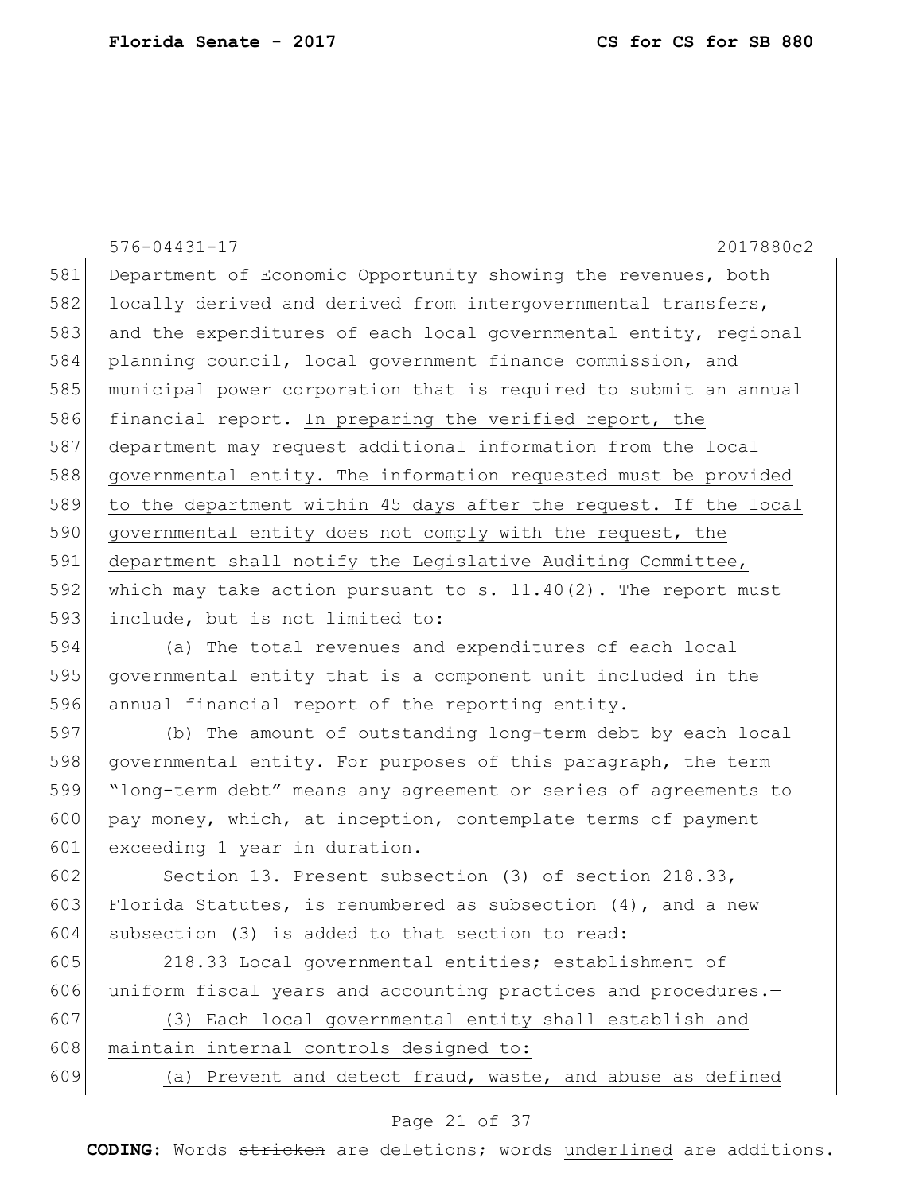Department of Economic Opportunity showing the revenues, both locally derived and derived from intergovernmental transfers, and the expenditures of each local governmental entity, regional planning council, local government finance commission, and municipal power corporation that is required to submit an annual financial report. <u>In preparing the verified report, the department may request additional information from the local governmental entity. The information requested must be provided to the department within 45 days after the request. If the local governmental entity does not comply with the request, the department shall notify the Legislative Auditing Committee, which may take action pursuant to s. 11.40(2).</u> The report must include, but is not limited to:

(a) The total revenues and expenditures of each local governmental entity that is a component unit included in the annual financial report of the reporting entity.

(b) The amount of outstanding long-term debt by each local governmental entity. For purposes of this paragraph, the term "long-term debt" means any agreement or series of agreements to pay money, which, at inception, contemplate terms of payment exceeding 1 year in duration.

Section 13. Present subsection (3) of section 218.33, Florida Statutes, is renumbered as subsection (4), and a new subsection (3) is added to that section to read:

218.33 Local governmental entities; establishment of uniform fiscal years and accounting practices and procedures.—

<u>(3) Each local governmental entity shall establish and maintain internal controls designed to:</u>

<u>(a) Prevent and detect fraud, waste, and abuse as defined</u>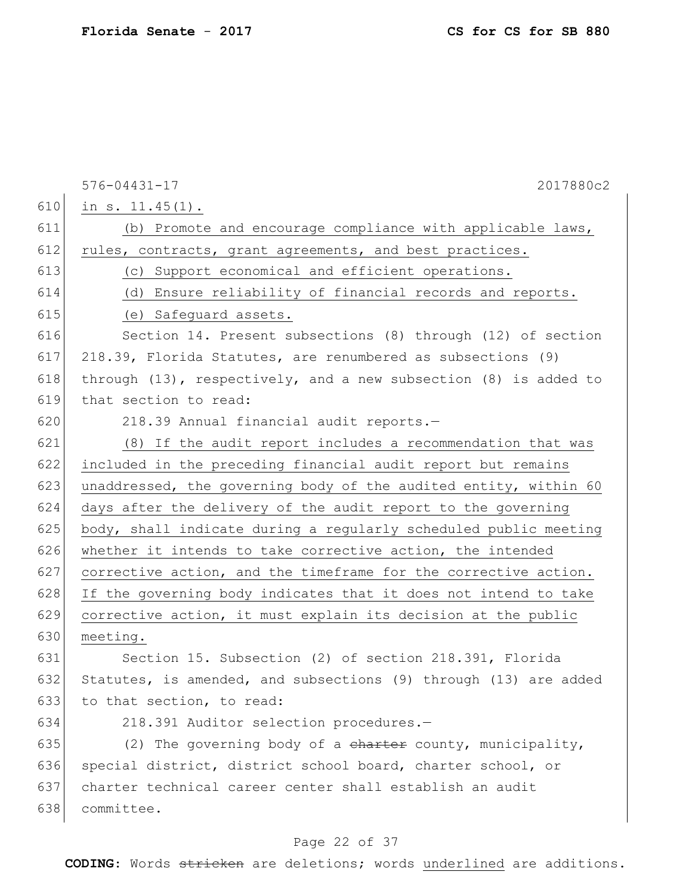576-04431-17 2017880c2

610 in s. 11.45(1).

611 (b) Promote and encourage compliance with applicable laws,
612 rules, contracts, grant agreements, and best practices.

613 (c) Support economical and efficient operations.

614 (d) Ensure reliability of financial records and reports.

615 (e) Safeguard assets.

616 Section 14. Present subsections (8) through (12) of section
617 218.39, Florida Statutes, are renumbered as subsections (9)
618 through (13), respectively, and a new subsection (8) is added to
619 that section to read:

620 218.39 Annual financial audit reports.—

621 (8) If the audit report includes a recommendation that was
622 included in the preceding financial audit report but remains
623 unaddressed, the governing body of the audited entity, within 60
624 days after the delivery of the audit report to the governing
625 body, shall indicate during a regularly scheduled public meeting
626 whether it intends to take corrective action, the intended
627 corrective action, and the timeframe for the corrective action.
628 If the governing body indicates that it does not intend to take
629 corrective action, it must explain its decision at the public
630 meeting.

631 Section 15. Subsection (2) of section 218.391, Florida
632 Statutes, is amended, and subsections (9) through (13) are added
633 to that section, to read:

634 218.391 Auditor selection procedures.—

635 (2) The governing body of a ~~charter~~ county, municipality,
636 special district, district school board, charter school, or
637 charter technical career center shall establish an audit
638 committee.

**CODING:** Words ~~stricken~~ are deletions; words underlined are additions.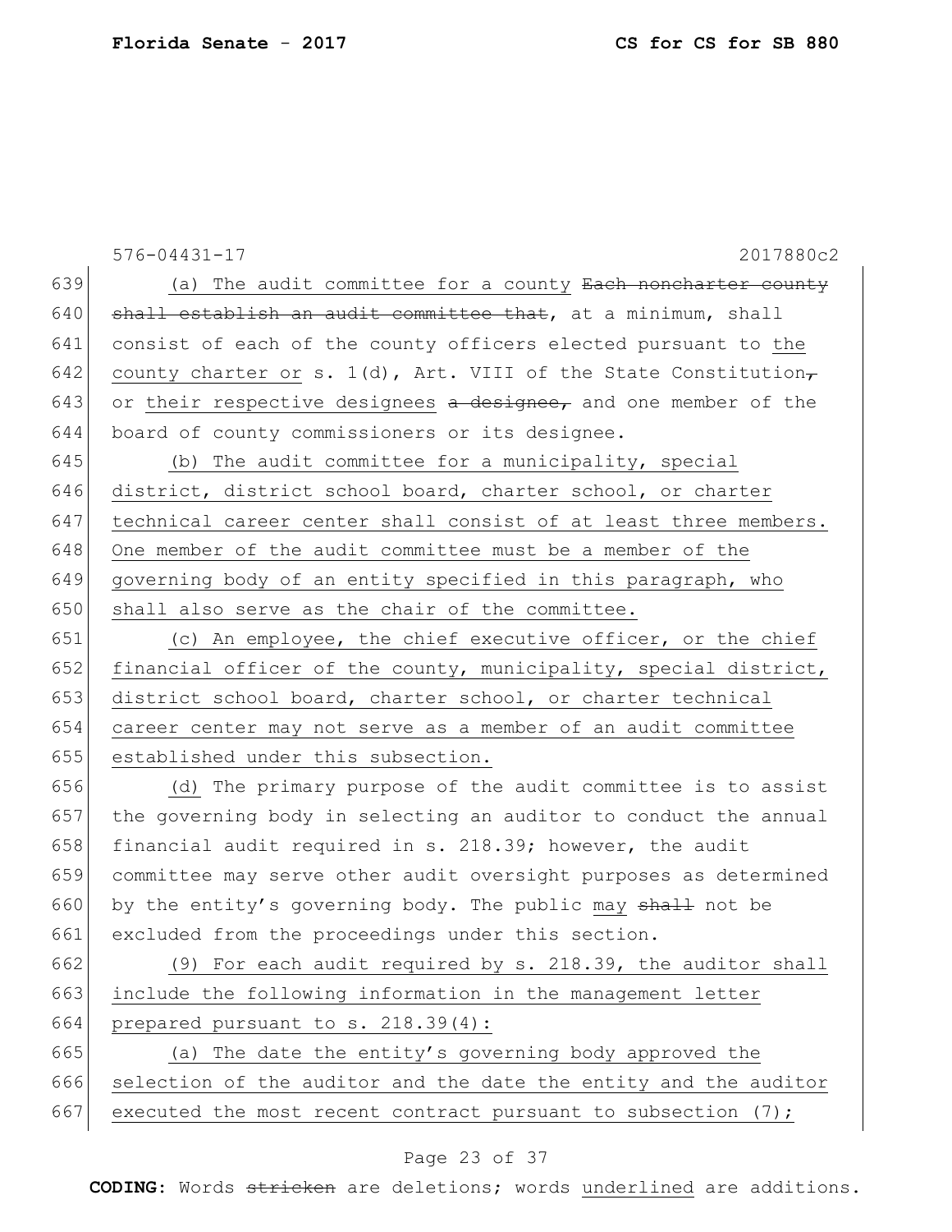576-04431-17 2017880c2

639 (a) The audit committee for a county ~~Each noncharter county~~
640 ~~shall establish an audit committee that~~, at a minimum, shall
641 consist of each of the county officers elected pursuant to the
642 county charter or s. 1(d), Art. VIII of the State Constitution~~,~~
643 or their respective designees ~~a designee,~~ and one member of the
644 board of county commissioners or its designee.

645 (b) The audit committee for a municipality, special
646 district, district school board, charter school, or charter
647 technical career center shall consist of at least three members.
648 One member of the audit committee must be a member of the
649 governing body of an entity specified in this paragraph, who
650 shall also serve as the chair of the committee.

651 (c) An employee, the chief executive officer, or the chief
652 financial officer of the county, municipality, special district,
653 district school board, charter school, or charter technical
654 career center may not serve as a member of an audit committee
655 established under this subsection.

656 (d) The primary purpose of the audit committee is to assist
657 the governing body in selecting an auditor to conduct the annual
658 financial audit required in s. 218.39; however, the audit
659 committee may serve other audit oversight purposes as determined
660 by the entity's governing body. The public may ~~shall~~ not be
661 excluded from the proceedings under this section.

662 (9) For each audit required by s. 218.39, the auditor shall
663 include the following information in the management letter
664 prepared pursuant to s. 218.39(4):

665 (a) The date the entity's governing body approved the
666 selection of the auditor and the date the entity and the auditor
667 executed the most recent contract pursuant to subsection (7);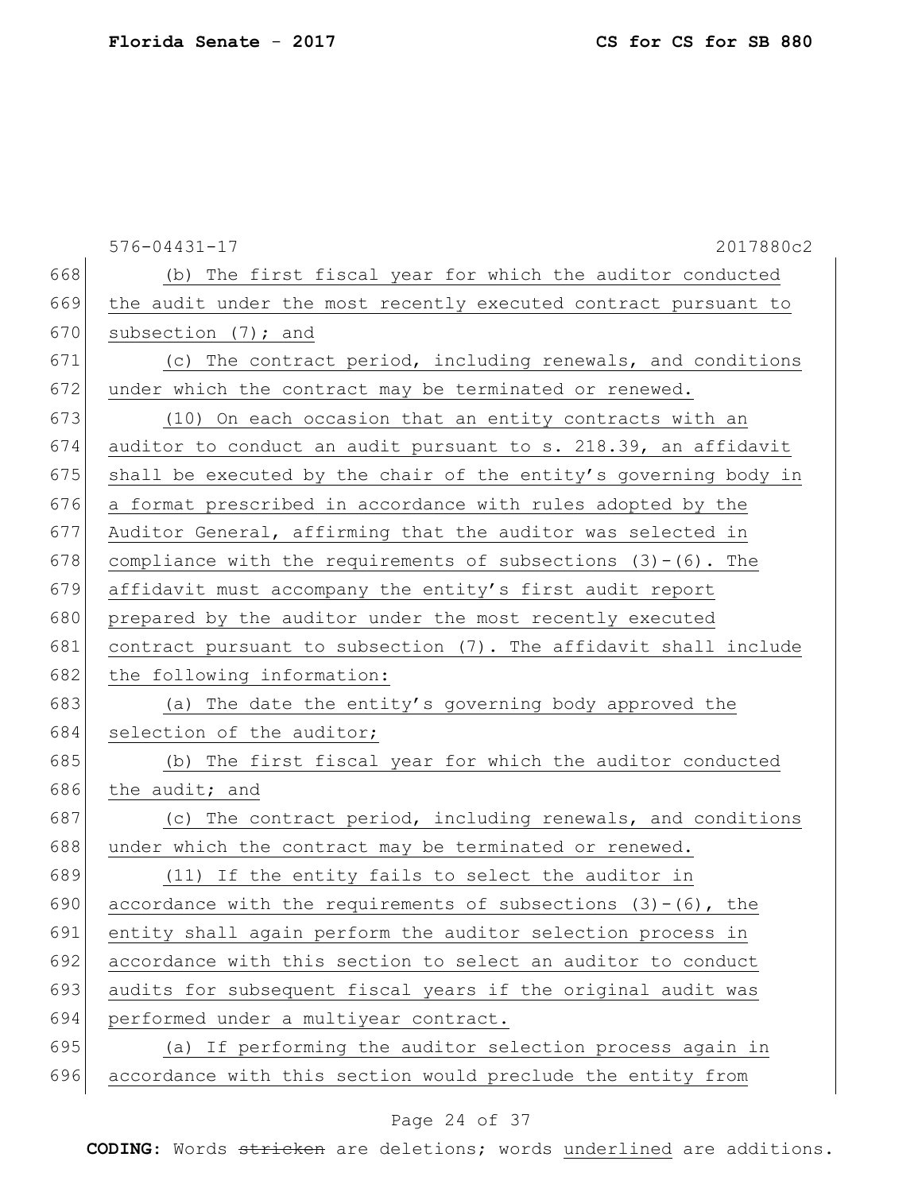(b) The first fiscal year for which the auditor conducted the audit under the most recently executed contract pursuant to subsection (7); and

(c) The contract period, including renewals, and conditions under which the contract may be terminated or renewed.

(10) On each occasion that an entity contracts with an auditor to conduct an audit pursuant to s. 218.39, an affidavit shall be executed by the chair of the entity's governing body in a format prescribed in accordance with rules adopted by the Auditor General, affirming that the auditor was selected in compliance with the requirements of subsections (3)-(6). The affidavit must accompany the entity's first audit report prepared by the auditor under the most recently executed contract pursuant to subsection (7). The affidavit shall include the following information:

(a) The date the entity's governing body approved the selection of the auditor;

(b) The first fiscal year for which the auditor conducted the audit; and

(c) The contract period, including renewals, and conditions under which the contract may be terminated or renewed.

(11) If the entity fails to select the auditor in accordance with the requirements of subsections (3)-(6), the entity shall again perform the auditor selection process in accordance with this section to select an auditor to conduct audits for subsequent fiscal years if the original audit was performed under a multiyear contract.

(a) If performing the auditor selection process again in accordance with this section would preclude the entity from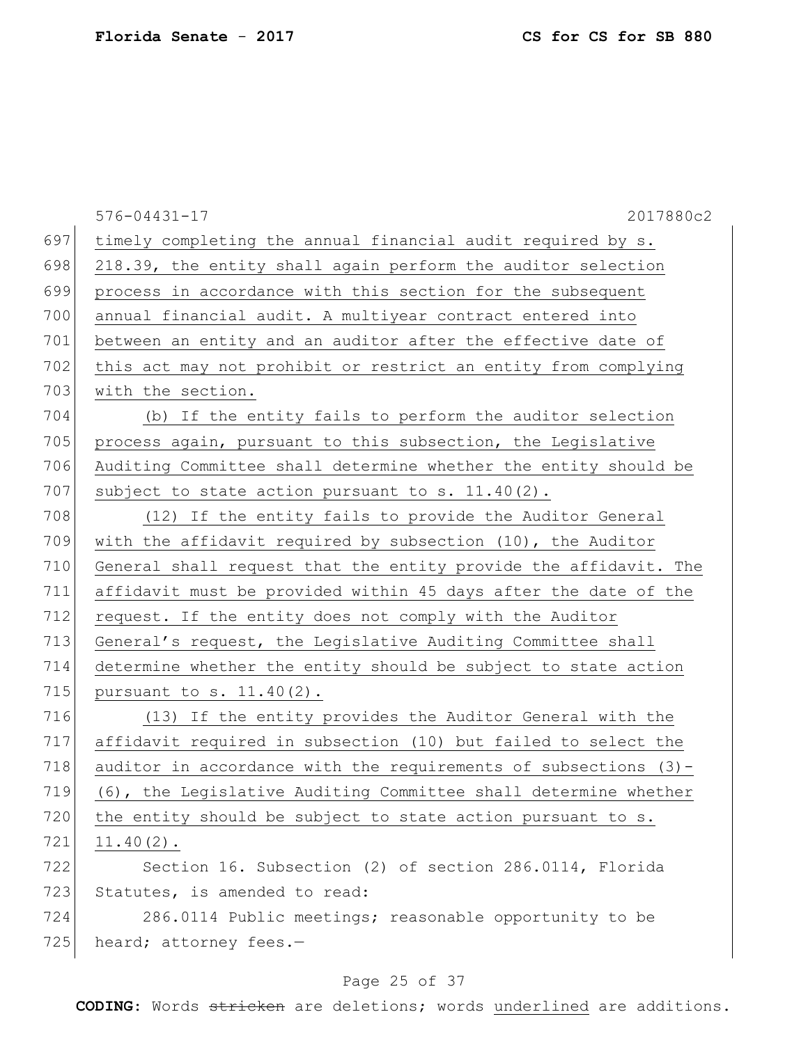timely completing the annual financial audit required by s. 218.39, the entity shall again perform the auditor selection process in accordance with this section for the subsequent annual financial audit. A multiyear contract entered into between an entity and an auditor after the effective date of this act may not prohibit or restrict an entity from complying with the section.

(b) If the entity fails to perform the auditor selection process again, pursuant to this subsection, the Legislative Auditing Committee shall determine whether the entity should be subject to state action pursuant to s. 11.40(2).

(12) If the entity fails to provide the Auditor General with the affidavit required by subsection (10), the Auditor General shall request that the entity provide the affidavit. The affidavit must be provided within 45 days after the date of the request. If the entity does not comply with the Auditor General's request, the Legislative Auditing Committee shall determine whether the entity should be subject to state action pursuant to s. 11.40(2).

(13) If the entity provides the Auditor General with the affidavit required in subsection (10) but failed to select the auditor in accordance with the requirements of subsections (3)-(6), the Legislative Auditing Committee shall determine whether the entity should be subject to state action pursuant to s. 11.40(2).

Section 16. Subsection (2) of section 286.0114, Florida Statutes, is amended to read:

286.0114 Public meetings; reasonable opportunity to be heard; attorney fees.—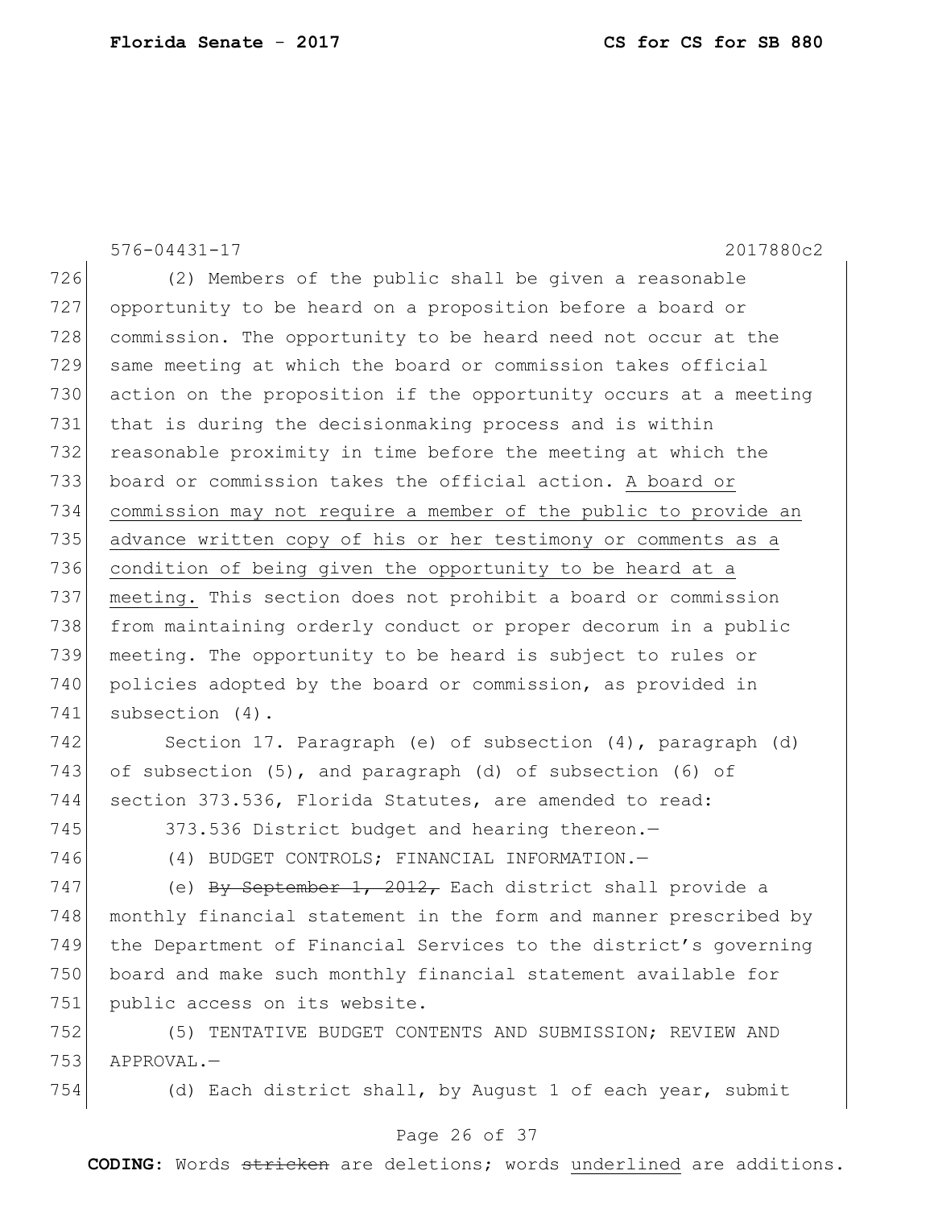(2) Members of the public shall be given a reasonable opportunity to be heard on a proposition before a board or commission. The opportunity to be heard need not occur at the same meeting at which the board or commission takes official action on the proposition if the opportunity occurs at a meeting that is during the decisionmaking process and is within reasonable proximity in time before the meeting at which the board or commission takes the official action. <u>A board or commission may not require a member of the public to provide an advance written copy of his or her testimony or comments as a condition of being given the opportunity to be heard at a meeting.</u> This section does not prohibit a board or commission from maintaining orderly conduct or proper decorum in a public meeting. The opportunity to be heard is subject to rules or policies adopted by the board or commission, as provided in subsection (4).

Section 17. Paragraph (e) of subsection (4), paragraph (d) of subsection (5), and paragraph (d) of subsection (6) of section 373.536, Florida Statutes, are amended to read:

373.536 District budget and hearing thereon.—

(4) BUDGET CONTROLS; FINANCIAL INFORMATION.—

(e) ~~By September 1, 2012,~~ Each district shall provide a monthly financial statement in the form and manner prescribed by the Department of Financial Services to the district's governing board and make such monthly financial statement available for public access on its website.

(5) TENTATIVE BUDGET CONTENTS AND SUBMISSION; REVIEW AND APPROVAL.—

(d) Each district shall, by August 1 of each year, submit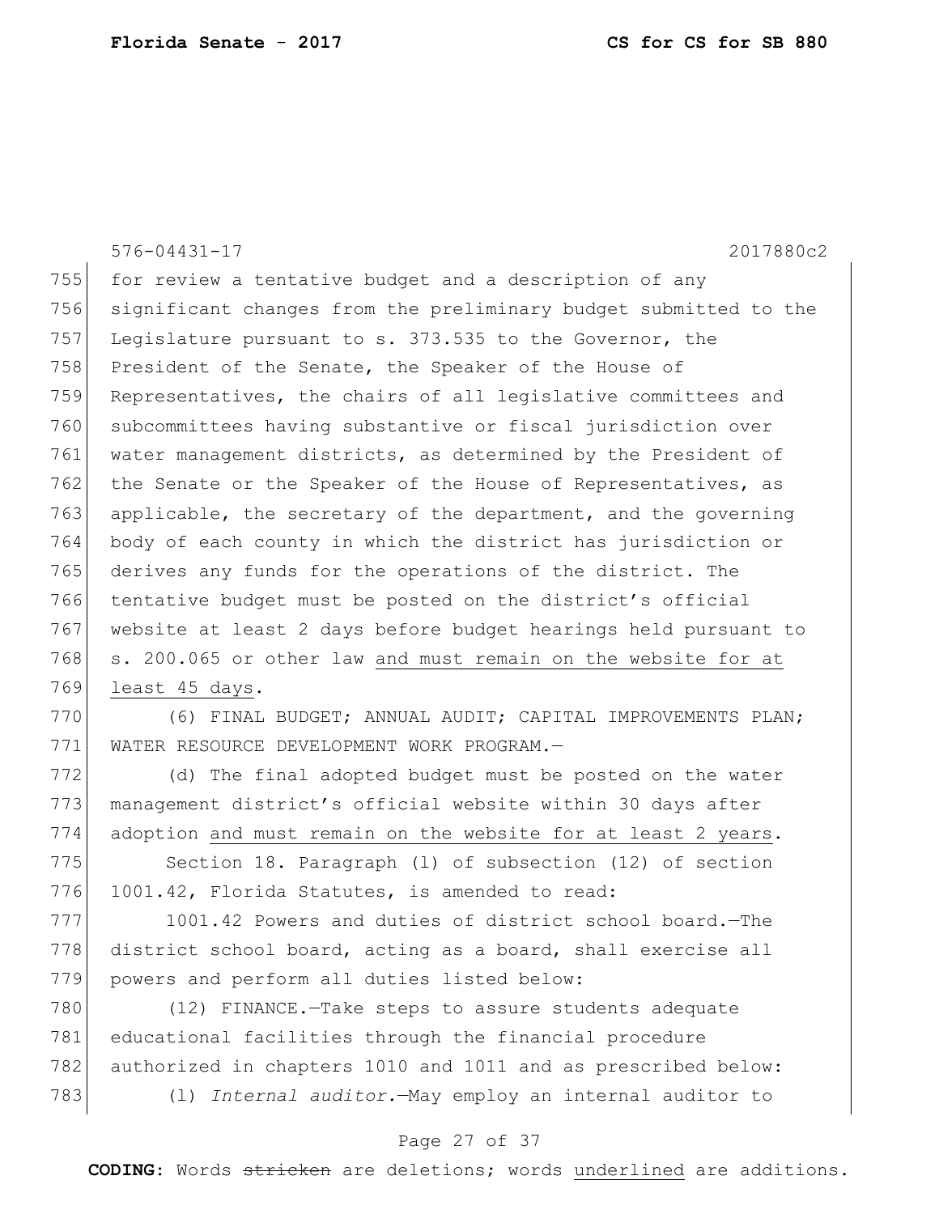for review a tentative budget and a description of any significant changes from the preliminary budget submitted to the Legislature pursuant to s. 373.535 to the Governor, the President of the Senate, the Speaker of the House of Representatives, the chairs of all legislative committees and subcommittees having substantive or fiscal jurisdiction over water management districts, as determined by the President of the Senate or the Speaker of the House of Representatives, as applicable, the secretary of the department, and the governing body of each county in which the district has jurisdiction or derives any funds for the operations of the district. The tentative budget must be posted on the district's official website at least 2 days before budget hearings held pursuant to s. 200.065 or other law <u>and must remain on the website for at least 45 days</u>.

(6) FINAL BUDGET; ANNUAL AUDIT; CAPITAL IMPROVEMENTS PLAN; WATER RESOURCE DEVELOPMENT WORK PROGRAM.—

(d) The final adopted budget must be posted on the water management district's official website within 30 days after adoption <u>and must remain on the website for at least 2 years</u>.

Section 18. Paragraph (l) of subsection (12) of section 1001.42, Florida Statutes, is amended to read:

1001.42 Powers and duties of district school board.—The district school board, acting as a board, shall exercise all powers and perform all duties listed below:

(12) FINANCE.—Take steps to assure students adequate educational facilities through the financial procedure authorized in chapters 1010 and 1011 and as prescribed below:

(l) *Internal auditor.*—May employ an internal auditor to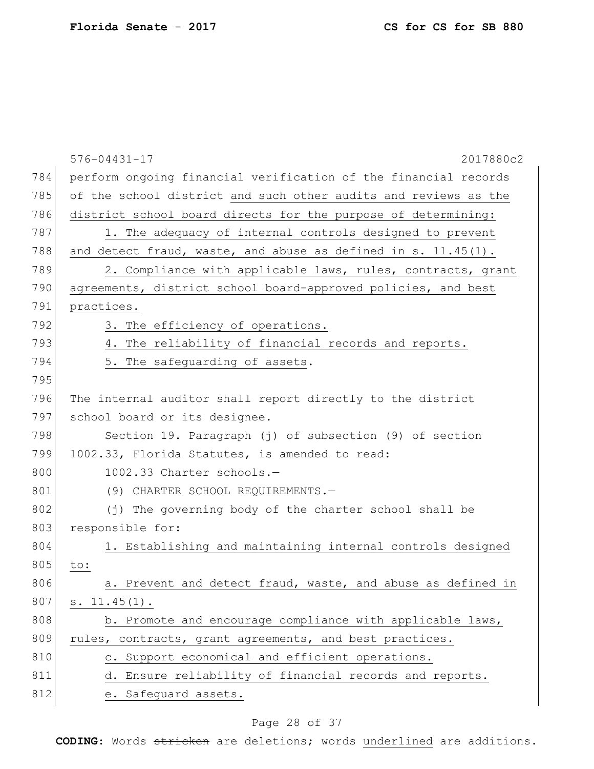perform ongoing financial verification of the financial records of the school district <u>and such other audits and reviews as the district school board directs for the purpose of determining:</u>

<u>1. The adequacy of internal controls designed to prevent and detect fraud, waste, and abuse as defined in s. 11.45(1).</u>

<u>2. Compliance with applicable laws, rules, contracts, grant agreements, district school board-approved policies, and best practices.</u>

<u>3. The efficiency of operations.</u>

<u>4. The reliability of financial records and reports.</u>

<u>5. The safeguarding of assets</u>.

The internal auditor shall report directly to the district school board or its designee.

Section 19. Paragraph (j) of subsection (9) of section 1002.33, Florida Statutes, is amended to read:

1002.33 Charter schools.—

(9) CHARTER SCHOOL REQUIREMENTS.—

(j) The governing body of the charter school shall be responsible for:

1. Establishing and maintaining internal controls designed <u>to:</u>

<u>a. Prevent and detect fraud, waste, and abuse as defined in s. 11.45(1).</u>

<u>b. Promote and encourage compliance with applicable laws, rules, contracts, grant agreements, and best practices.</u>

<u>c. Support economical and efficient operations.</u>

<u>d. Ensure reliability of financial records and reports.</u>

<u>e. Safeguard assets.</u>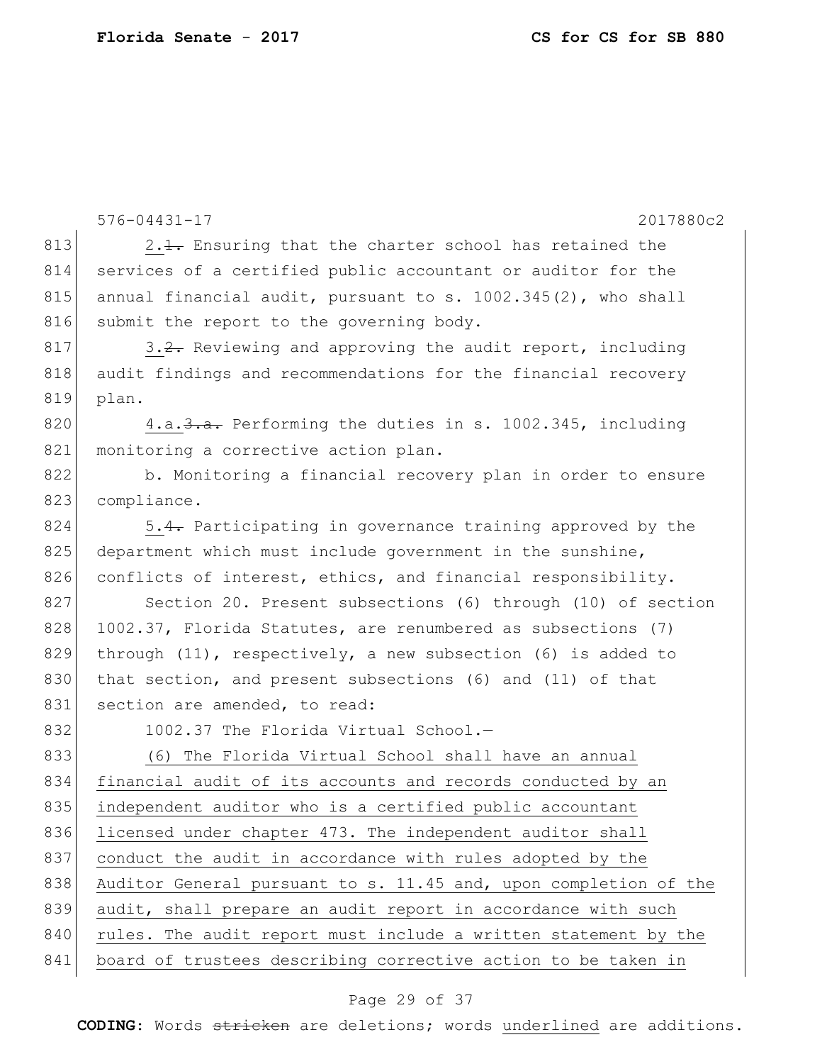2.~~1.~~ Ensuring that the charter school has retained the services of a certified public accountant or auditor for the annual financial audit, pursuant to s. 1002.345(2), who shall submit the report to the governing body.

3.~~2.~~ Reviewing and approving the audit report, including audit findings and recommendations for the financial recovery plan.

4.a.~~3.a.~~ Performing the duties in s. 1002.345, including monitoring a corrective action plan.

b. Monitoring a financial recovery plan in order to ensure compliance.

5.~~4.~~ Participating in governance training approved by the department which must include government in the sunshine, conflicts of interest, ethics, and financial responsibility.

Section 20. Present subsections (6) through (10) of section 1002.37, Florida Statutes, are renumbered as subsections (7) through (11), respectively, a new subsection (6) is added to that section, and present subsections (6) and (11) of that section are amended, to read:

1002.37 The Florida Virtual School.—

<u>(6) The Florida Virtual School shall have an annual financial audit of its accounts and records conducted by an independent auditor who is a certified public accountant licensed under chapter 473. The independent auditor shall conduct the audit in accordance with rules adopted by the Auditor General pursuant to s. 11.45 and, upon completion of the audit, shall prepare an audit report in accordance with such rules. The audit report must include a written statement by the board of trustees describing corrective action to be taken in</u>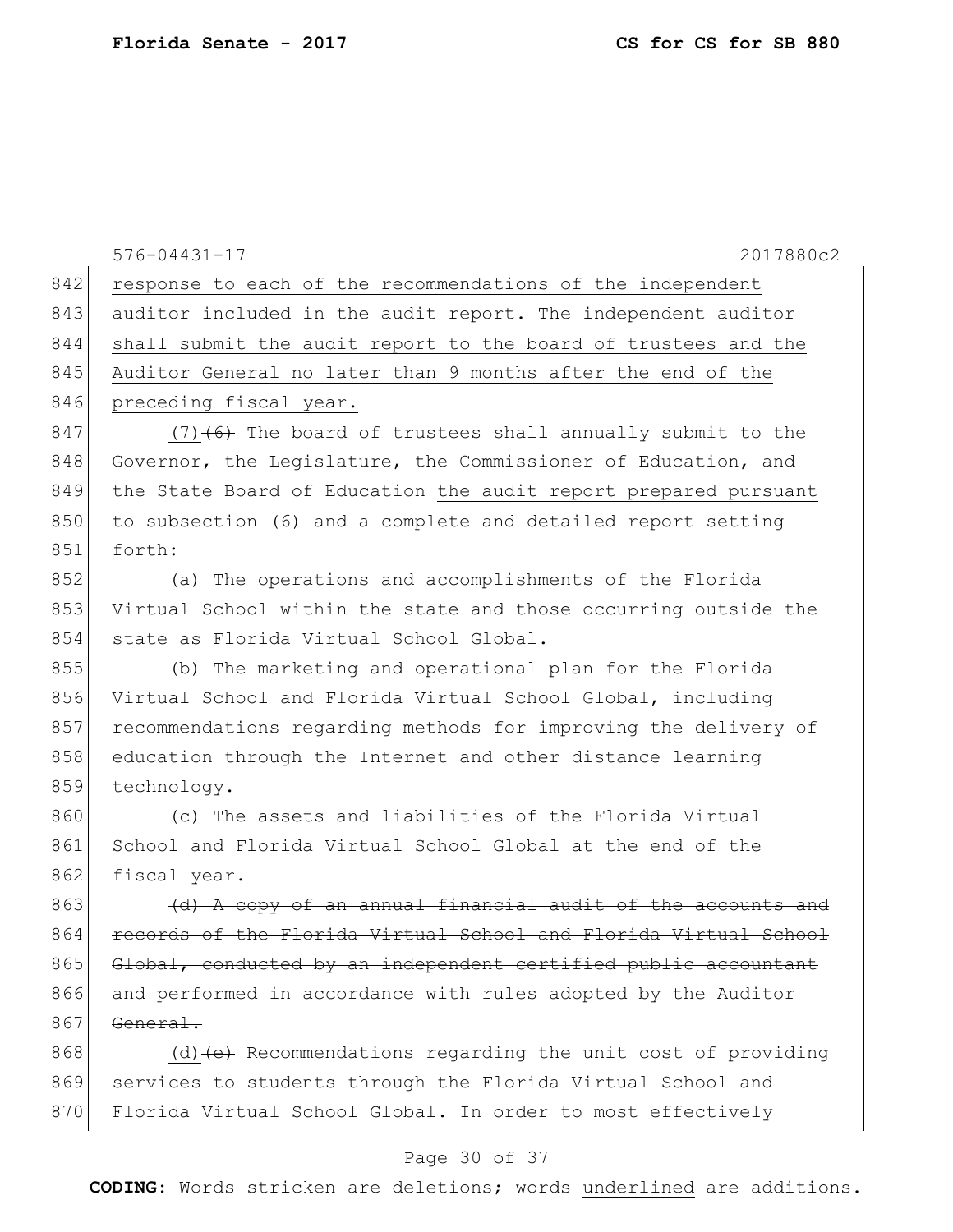response to each of the recommendations of the independent auditor included in the audit report. The independent auditor shall submit the audit report to the board of trustees and the Auditor General no later than 9 months after the end of the preceding fiscal year.

(7) ~~(6)~~ The board of trustees shall annually submit to the Governor, the Legislature, the Commissioner of Education, and the State Board of Education the audit report prepared pursuant to subsection (6) and a complete and detailed report setting forth:

(a) The operations and accomplishments of the Florida Virtual School within the state and those occurring outside the state as Florida Virtual School Global.

(b) The marketing and operational plan for the Florida Virtual School and Florida Virtual School Global, including recommendations regarding methods for improving the delivery of education through the Internet and other distance learning technology.

(c) The assets and liabilities of the Florida Virtual School and Florida Virtual School Global at the end of the fiscal year.

~~(d) A copy of an annual financial audit of the accounts and records of the Florida Virtual School and Florida Virtual School Global, conducted by an independent certified public accountant and performed in accordance with rules adopted by the Auditor General.~~

(d) ~~(e)~~ Recommendations regarding the unit cost of providing services to students through the Florida Virtual School and Florida Virtual School Global. In order to most effectively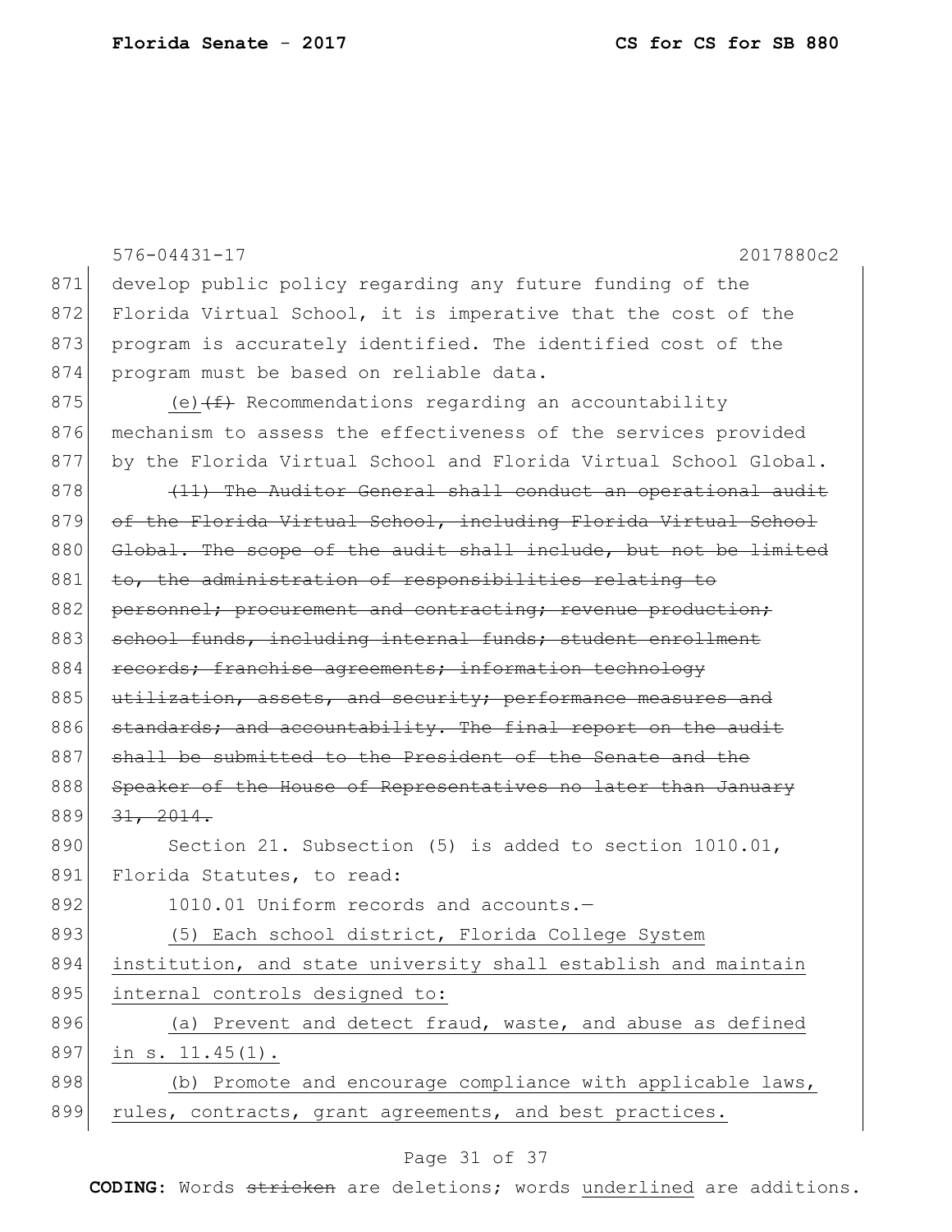871 develop public policy regarding any future funding of the
872 Florida Virtual School, it is imperative that the cost of the
873 program is accurately identified. The identified cost of the
874 program must be based on reliable data.

875 (e)~~(f)~~ Recommendations regarding an accountability
876 mechanism to assess the effectiveness of the services provided
877 by the Florida Virtual School and Florida Virtual School Global.

878 ~~(11) The Auditor General shall conduct an operational audit~~
879 ~~of the Florida Virtual School, including Florida Virtual School~~
880 ~~Global. The scope of the audit shall include, but not be limited~~
881 ~~to, the administration of responsibilities relating to~~
882 ~~personnel; procurement and contracting; revenue production;~~
883 ~~school funds, including internal funds; student enrollment~~
884 ~~records; franchise agreements; information technology~~
885 ~~utilization, assets, and security; performance measures and~~
886 ~~standards; and accountability. The final report on the audit~~
887 ~~shall be submitted to the President of the Senate and the~~
888 ~~Speaker of the House of Representatives no later than January~~
889 ~~31, 2014.~~

890 Section 21. Subsection (5) is added to section 1010.01,
891 Florida Statutes, to read:

892 1010.01 Uniform records and accounts.—

893 <u>(5) Each school district, Florida College System</u>
894 <u>institution, and state university shall establish and maintain</u>
895 <u>internal controls designed to:</u>

896 <u>(a) Prevent and detect fraud, waste, and abuse as defined</u>
897 <u>in s. 11.45(1).</u>

898 <u>(b) Promote and encourage compliance with applicable laws,</u>
899 <u>rules, contracts, grant agreements, and best practices.</u>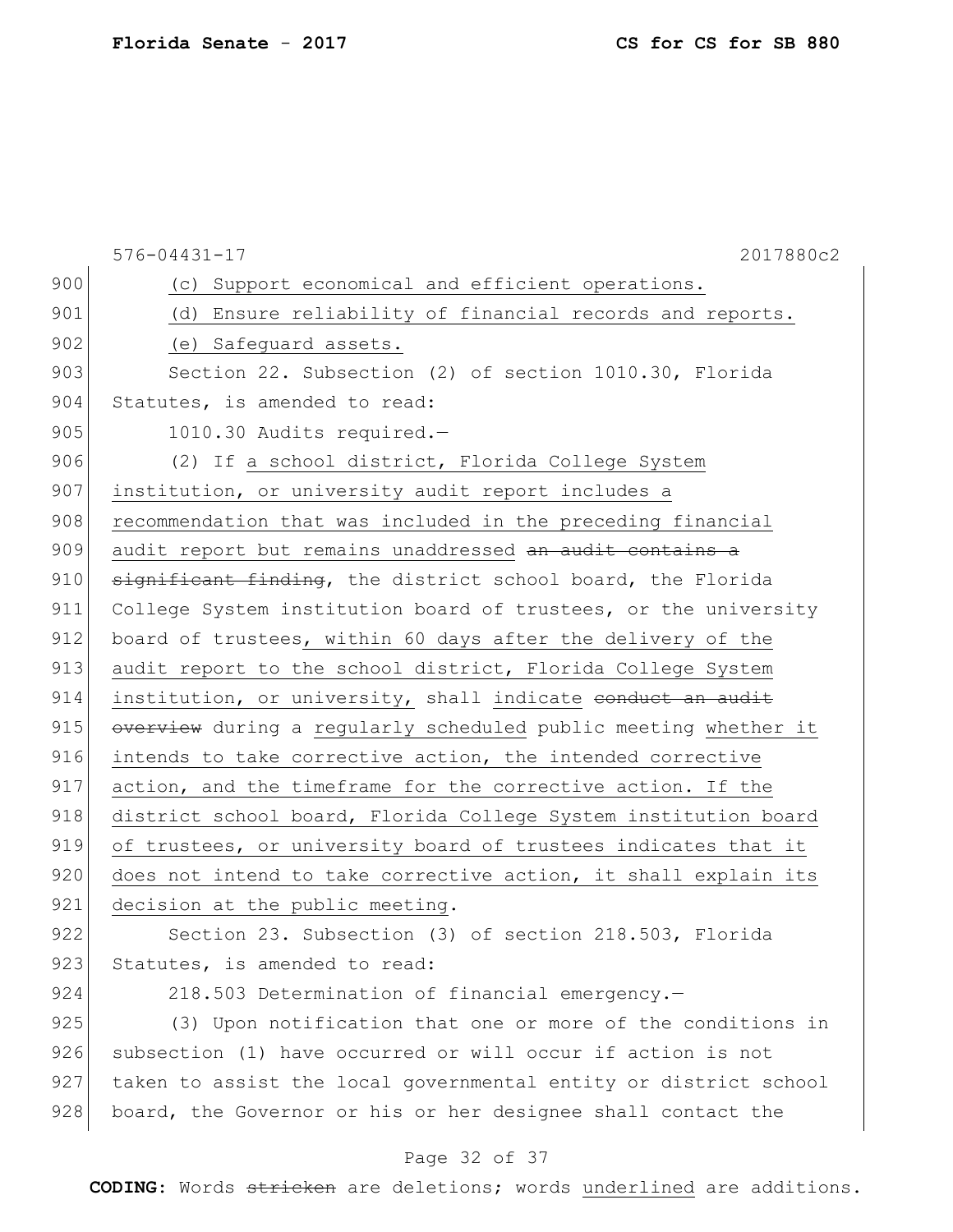(c) Support economical and efficient operations.

(d) Ensure reliability of financial records and reports.

(e) Safeguard assets.

Section 22. Subsection (2) of section 1010.30, Florida Statutes, is amended to read:

1010.30 Audits required.—

(2) If a school district, Florida College System institution, or university audit report includes a recommendation that was included in the preceding financial audit report but remains unaddressed ~~an audit contains a significant finding~~, the district school board, the Florida College System institution board of trustees, or the university board of trustees, within 60 days after the delivery of the audit report to the school district, Florida College System institution, or university, shall indicate ~~conduct an audit overview~~ during a regularly scheduled public meeting whether it intends to take corrective action, the intended corrective action, and the timeframe for the corrective action. If the district school board, Florida College System institution board of trustees, or university board of trustees indicates that it does not intend to take corrective action, it shall explain its decision at the public meeting.

Section 23. Subsection (3) of section 218.503, Florida Statutes, is amended to read:

218.503 Determination of financial emergency.—

(3) Upon notification that one or more of the conditions in subsection (1) have occurred or will occur if action is not taken to assist the local governmental entity or district school board, the Governor or his or her designee shall contact the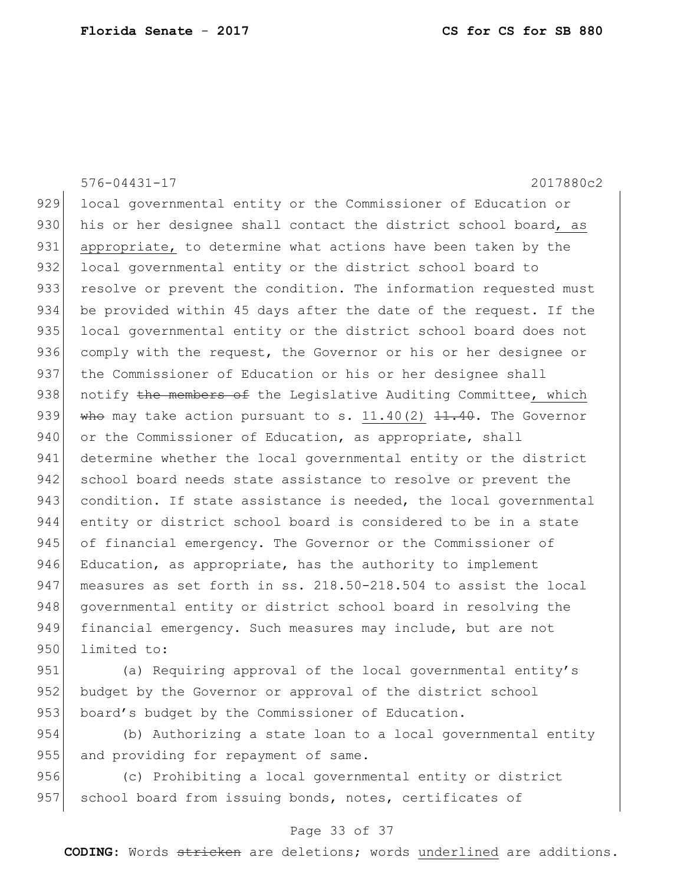local governmental entity or the Commissioner of Education or his or her designee shall contact the district school board<u>, as appropriate,</u> to determine what actions have been taken by the local governmental entity or the district school board to resolve or prevent the condition. The information requested must be provided within 45 days after the date of the request. If the local governmental entity or the district school board does not comply with the request, the Governor or his or her designee or the Commissioner of Education or his or her designee shall notify ~~the members of~~ the Legislative Auditing Committee<u>, which</u> ~~who~~ may take action pursuant to s. <u>11.40(2)</u> ~~11.40~~. The Governor or the Commissioner of Education, as appropriate, shall determine whether the local governmental entity or the district school board needs state assistance to resolve or prevent the condition. If state assistance is needed, the local governmental entity or district school board is considered to be in a state of financial emergency. The Governor or the Commissioner of Education, as appropriate, has the authority to implement measures as set forth in ss. 218.50-218.504 to assist the local governmental entity or district school board in resolving the financial emergency. Such measures may include, but are not limited to:

(a) Requiring approval of the local governmental entity's budget by the Governor or approval of the district school board's budget by the Commissioner of Education.

(b) Authorizing a state loan to a local governmental entity and providing for repayment of same.

(c) Prohibiting a local governmental entity or district school board from issuing bonds, notes, certificates of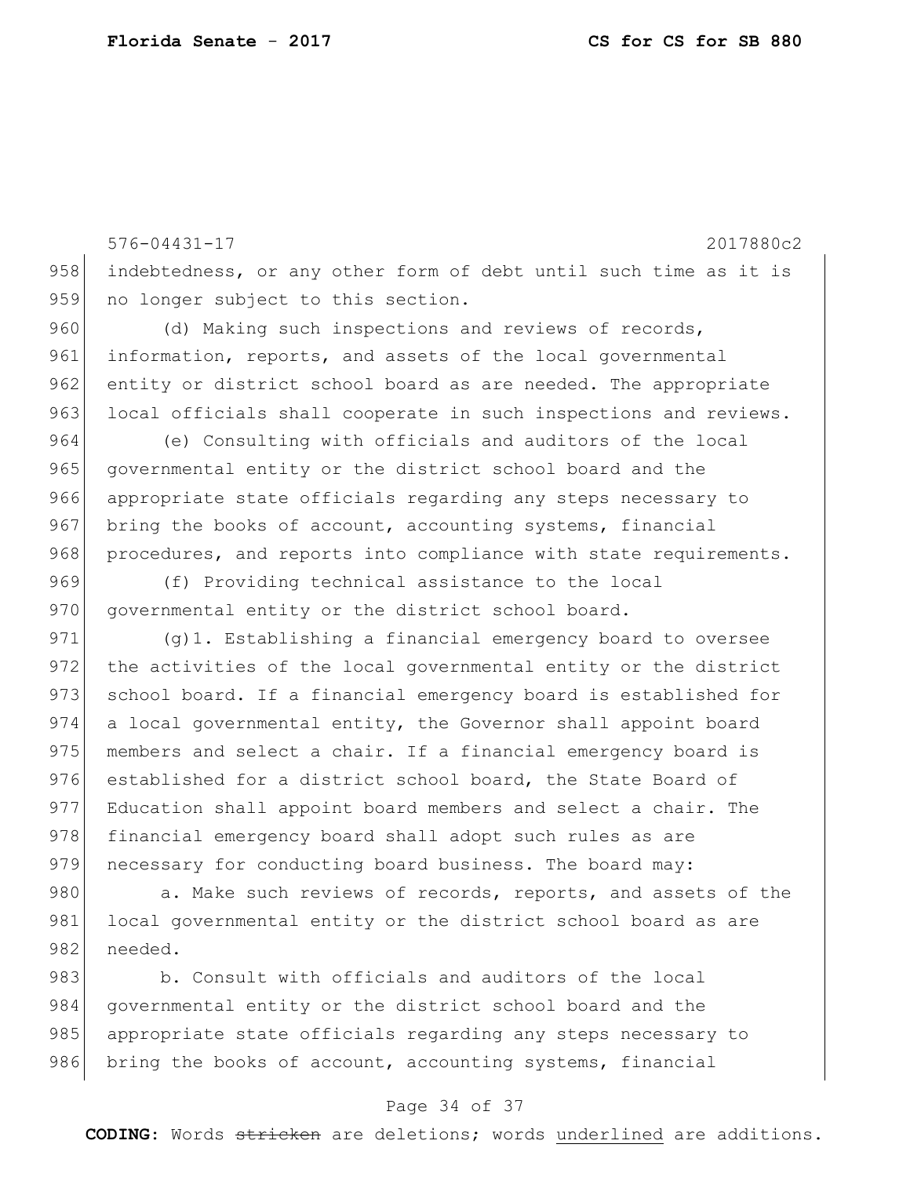indebtedness, or any other form of debt until such time as it is no longer subject to this section.

(d) Making such inspections and reviews of records, information, reports, and assets of the local governmental entity or district school board as are needed. The appropriate local officials shall cooperate in such inspections and reviews.

(e) Consulting with officials and auditors of the local governmental entity or the district school board and the appropriate state officials regarding any steps necessary to bring the books of account, accounting systems, financial procedures, and reports into compliance with state requirements.

(f) Providing technical assistance to the local governmental entity or the district school board.

(g)1. Establishing a financial emergency board to oversee the activities of the local governmental entity or the district school board. If a financial emergency board is established for a local governmental entity, the Governor shall appoint board members and select a chair. If a financial emergency board is established for a district school board, the State Board of Education shall appoint board members and select a chair. The financial emergency board shall adopt such rules as are necessary for conducting board business. The board may:

a. Make such reviews of records, reports, and assets of the local governmental entity or the district school board as are needed.

b. Consult with officials and auditors of the local governmental entity or the district school board and the appropriate state officials regarding any steps necessary to bring the books of account, accounting systems, financial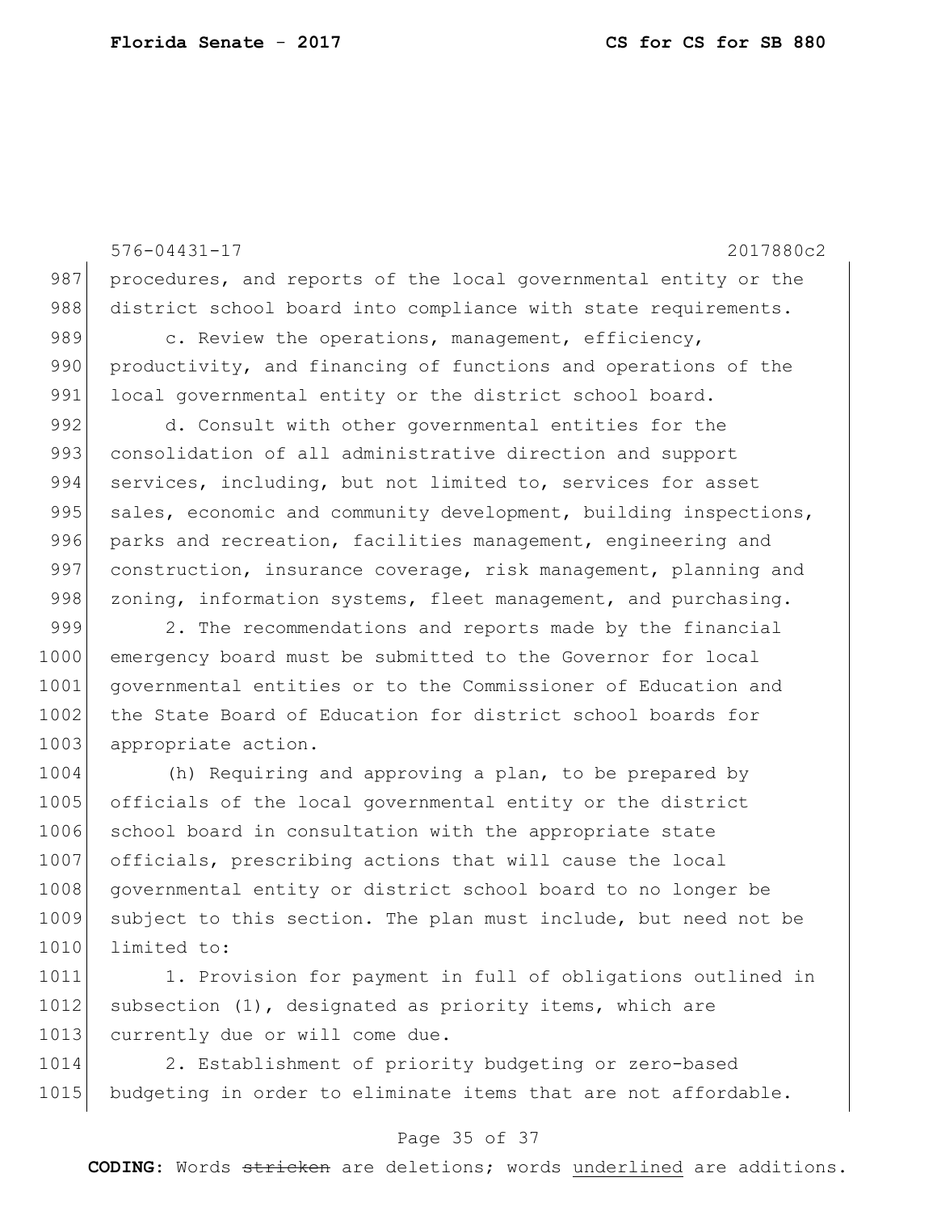procedures, and reports of the local governmental entity or the district school board into compliance with state requirements.

c. Review the operations, management, efficiency, productivity, and financing of functions and operations of the local governmental entity or the district school board.

d. Consult with other governmental entities for the consolidation of all administrative direction and support services, including, but not limited to, services for asset sales, economic and community development, building inspections, parks and recreation, facilities management, engineering and construction, insurance coverage, risk management, planning and zoning, information systems, fleet management, and purchasing.

2. The recommendations and reports made by the financial emergency board must be submitted to the Governor for local governmental entities or to the Commissioner of Education and the State Board of Education for district school boards for appropriate action.

(h) Requiring and approving a plan, to be prepared by officials of the local governmental entity or the district school board in consultation with the appropriate state officials, prescribing actions that will cause the local governmental entity or district school board to no longer be subject to this section. The plan must include, but need not be limited to:

1. Provision for payment in full of obligations outlined in subsection (1), designated as priority items, which are currently due or will come due.

2. Establishment of priority budgeting or zero-based budgeting in order to eliminate items that are not affordable.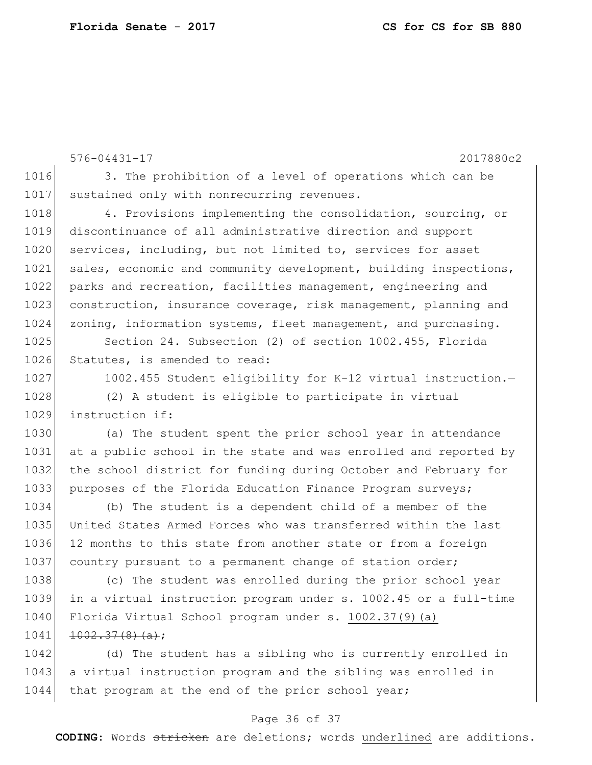576-04431-17 2017880c2

3. The prohibition of a level of operations which can be sustained only with nonrecurring revenues.

4. Provisions implementing the consolidation, sourcing, or discontinuance of all administrative direction and support services, including, but not limited to, services for asset sales, economic and community development, building inspections, parks and recreation, facilities management, engineering and construction, insurance coverage, risk management, planning and zoning, information systems, fleet management, and purchasing.

Section 24. Subsection (2) of section 1002.455, Florida Statutes, is amended to read:

1002.455 Student eligibility for K-12 virtual instruction.—

(2) A student is eligible to participate in virtual instruction if:

(a) The student spent the prior school year in attendance at a public school in the state and was enrolled and reported by the school district for funding during October and February for purposes of the Florida Education Finance Program surveys;

(b) The student is a dependent child of a member of the United States Armed Forces who was transferred within the last 12 months to this state from another state or from a foreign country pursuant to a permanent change of station order;

(c) The student was enrolled during the prior school year in a virtual instruction program under s. 1002.45 or a full-time Florida Virtual School program under s. <u>1002.37(9)(a)</u> ~~1002.37(8)(a)~~;

(d) The student has a sibling who is currently enrolled in a virtual instruction program and the sibling was enrolled in that program at the end of the prior school year;

**CODING:** Words ~~stricken~~ are deletions; words <u>underlined</u> are additions.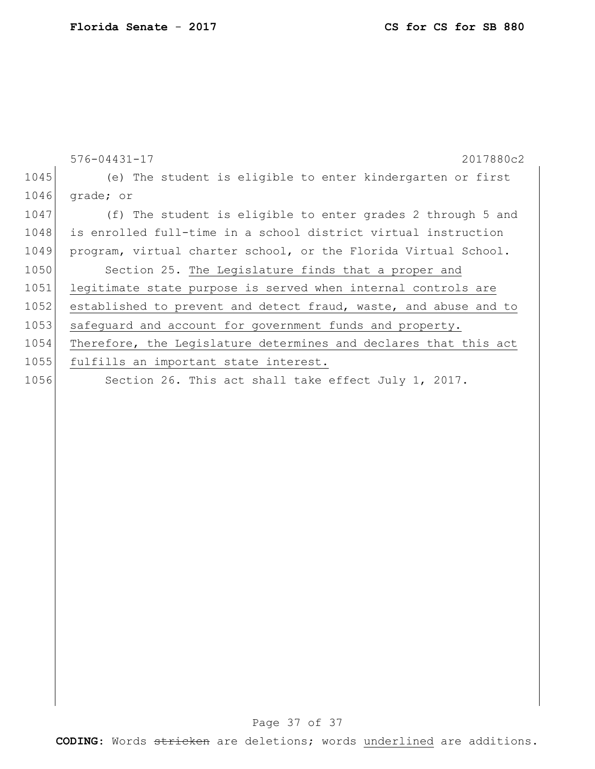(e) The student is eligible to enter kindergarten or first grade; or

(f) The student is eligible to enter grades 2 through 5 and is enrolled full-time in a school district virtual instruction program, virtual charter school, or the Florida Virtual School.

Section 25. <u>The Legislature finds that a proper and legitimate state purpose is served when internal controls are established to prevent and detect fraud, waste, and abuse and to safeguard and account for government funds and property. Therefore, the Legislature determines and declares that this act fulfills an important state interest.</u>

Section 26. This act shall take effect July 1, 2017.